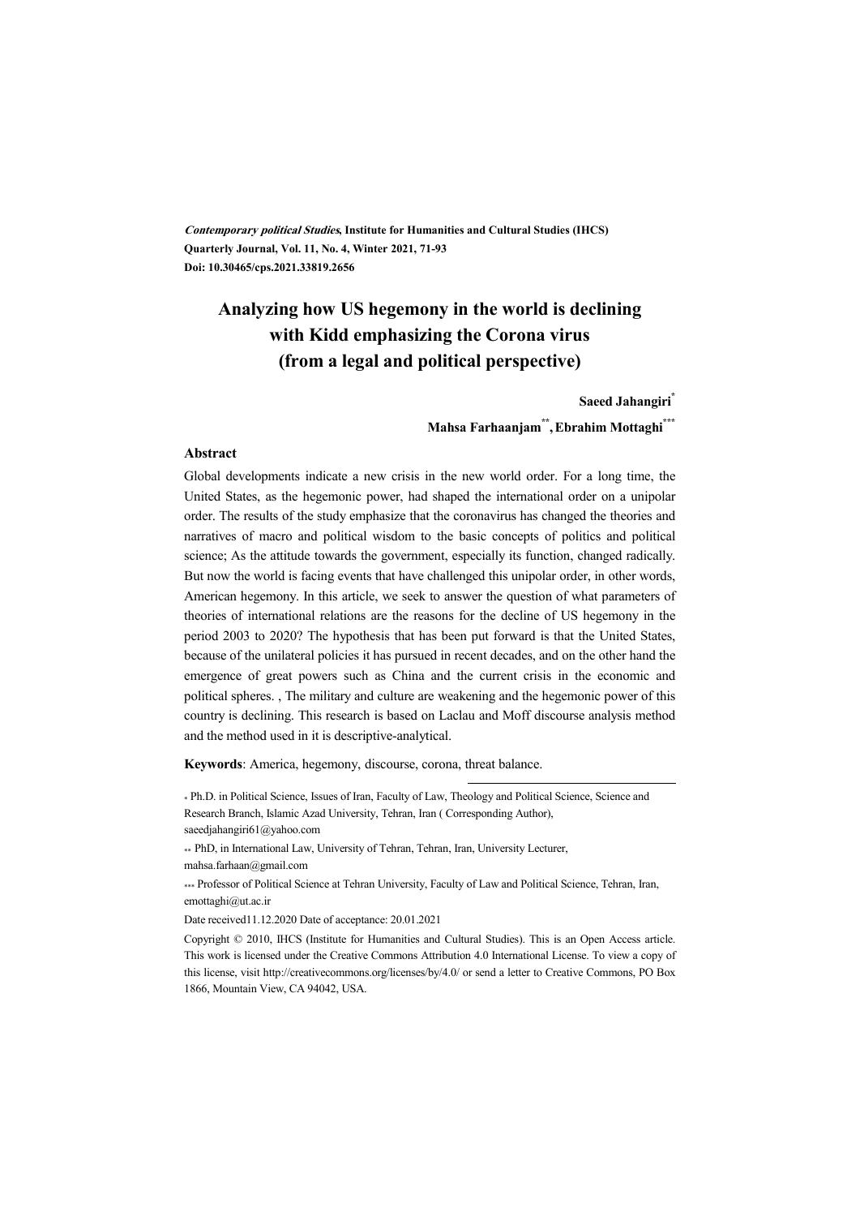*Contemporary political Studies*, **Institute for Humanities and Cultural Studies (IHCS)**
**Quarterly Journal, Vol. 11, No. 4, Winter 2021, 71-93**
**Doi: 10.30465/cps.2021.33819.2656**

# Analyzing how US hegemony in the world is declining with Kidd emphasizing the Corona virus (from a legal and political perspective)

**Saeed Jahangiri***

**Mahsa Farhaanjam**, Ebrahim Mottaghi*****

## Abstract

Global developments indicate a new crisis in the new world order. For a long time, the United States, as the hegemonic power, had shaped the international order on a unipolar order. The results of the study emphasize that the coronavirus has changed the theories and narratives of macro and political wisdom to the basic concepts of politics and political science; As the attitude towards the government, especially its function, changed radically. But now the world is facing events that have challenged this unipolar order, in other words, American hegemony. In this article, we seek to answer the question of what parameters of theories of international relations are the reasons for the decline of US hegemony in the period 2003 to 2020? The hypothesis that has been put forward is that the United States, because of the unilateral policies it has pursued in recent decades, and on the other hand the emergence of great powers such as China and the current crisis in the economic and political spheres. , The military and culture are weakening and the hegemonic power of this country is declining. This research is based on Laclau and Moff discourse analysis method and the method used in it is descriptive-analytical.

**Keywords**: America, hegemony, discourse, corona, threat balance.

---

\* Ph.D. in Political Science, Issues of Iran, Faculty of Law, Theology and Political Science, Science and Research Branch, Islamic Azad University, Tehran, Iran ( Corresponding Author), saeedjahangiri61@yahoo.com

\*\* PhD, in International Law, University of Tehran, Tehran, Iran, University Lecturer, mahsa.farhaan@gmail.com

\*\*\* Professor of Political Science at Tehran University, Faculty of Law and Political Science, Tehran, Iran, emottaghi@ut.ac.ir

Date received11.12.2020 Date of acceptance: 20.01.2021

Copyright © 2010, IHCS (Institute for Humanities and Cultural Studies). This is an Open Access article. This work is licensed under the Creative Commons Attribution 4.0 International License. To view a copy of this license, visit http://creativecommons.org/licenses/by/4.0/ or send a letter to Creative Commons, PO Box 1866, Mountain View, CA 94042, USA.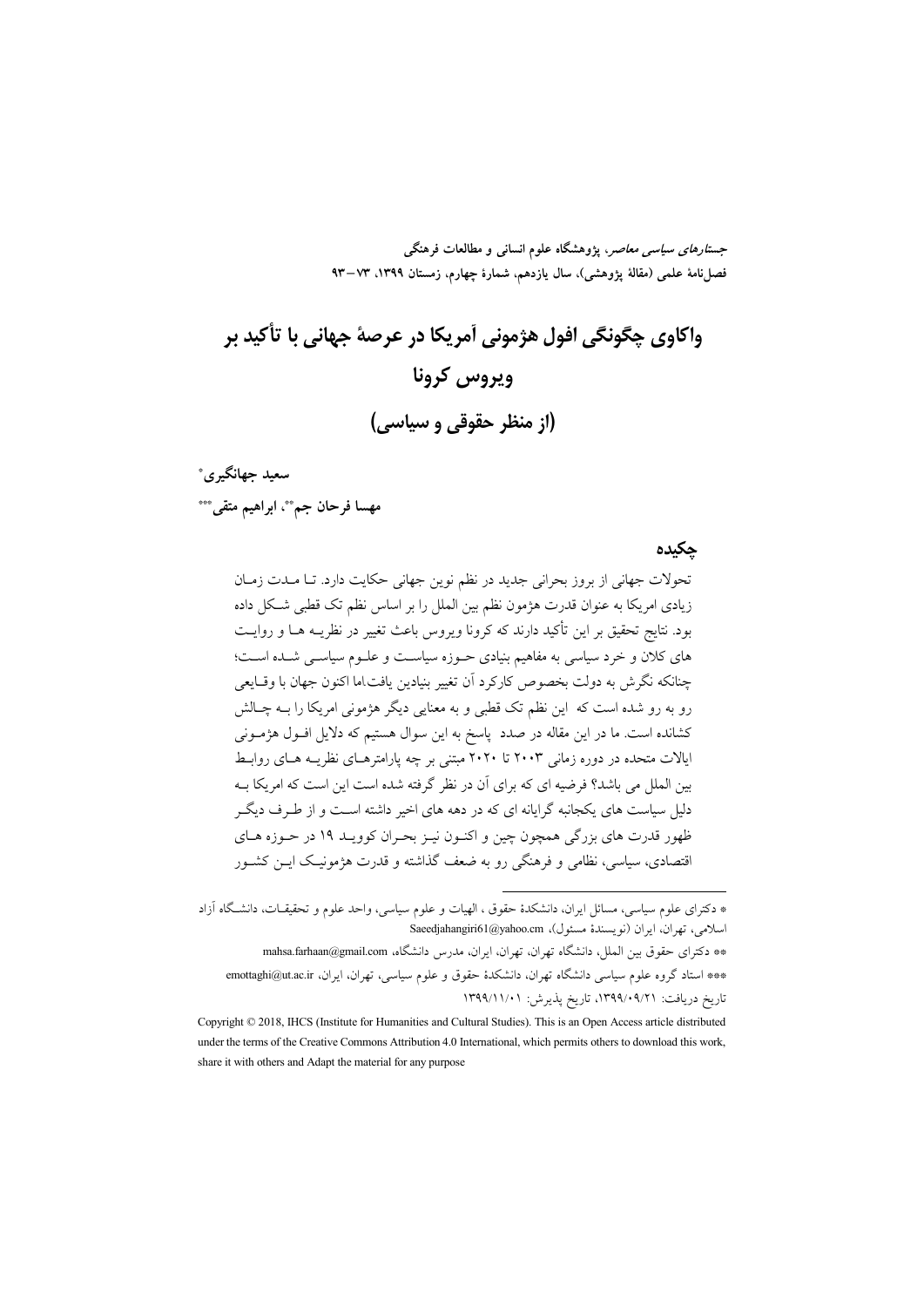# واکاوی چگونگی افول هژمونی آمریکا در عرصهٔ جهانی با تأکید بر ویروس کرونا

## (از منظر حقوقی و سیاسی)

**سعید جهانگیری***

**مهسا فرحان جم**، ابراهیم متقی*****

## چکیده

تحولات جهانی از بروز بحرانی جدید در نظم نوین جهانی حکایت دارد. تـا مـدت زمـان زیادی امریکا به عنوان قدرت هژمون نظم بین الملل را بر اساس نظم تک قطبی شـکل داده بود. نتایج تحقیق بر این تأکید دارند که کرونا ویروس باعث تغییر در نظریـه هـا و روایـت های کلان و خرد سیاسی به مفاهیم بنیادی حـوزه سیاسـت و علـوم سیاسـی شـده اسـت؛ چنانکه نگرش به دولت بخصوص کارکرد آن تغییر بنیادین یافت.اما اکنون جهان با وقـایعی رو به رو شده است که این نظم تک قطبی و به معنایی دیگر هژمونی امریکا را بـه چـالش کشانده است. ما در این مقاله در صدد پاسخ به این سوال هستیم که دلایل افـول هژمـونی ایالات متحده در دوره زمانی ۲۰۰۳ تا ۲۰۲۰ مبتنی بر چه پارامترهـای نظریـه هـای روابـط بین الملل می باشد؟ فرضیه ای که برای آن در نظر گرفته شده است این است که امریکا بـه دلیل سیاست های یکجانبه گرایانه ای که در دهه های اخیر داشته اسـت و از طـرف دیگـر ظهور قدرت های بزرگی همچون چین و اکنـون نیـز بحـران کوویـد ۱۹ در حـوزه هـای اقتصادی، سیاسی، نظامی و فرهنگی رو به ضعف گذاشته و قدرت هژمونیـک ایـن کشـور

---

* دکترای علوم سیاسی، مسائل ایران، دانشکدهٔ حقوق ، الهیات و علوم سیاسی، واحد علوم و تحقیقـات، دانشـگاه آزاد اسلامی، تهران، ایران (نویسندهٔ مسئول)، Saeedjahangiri61@yahoo.cm

** دکترای حقوق بین الملل، دانشگاه تهران، تهران، ایران، مدرس دانشگاه، mahsa.farhaan@gmail.com

*** استاد گروه علوم سیاسی دانشگاه تهران، دانشکدهٔ حقوق و علوم سیاسی، تهران، ایران، emottaghi@ut.ac.ir

تاریخ دریافت: ۱۳۹۹/۰۹/۲۱، تاریخ پذیرش: ۱۳۹۹/۱۱/۰۱

Copyright © 2018, IHCS (Institute for Humanities and Cultural Studies). This is an Open Access article distributed under the terms of the Creative Commons Attribution 4.0 International, which permits others to download this work, share it with others and Adapt the material for any purpose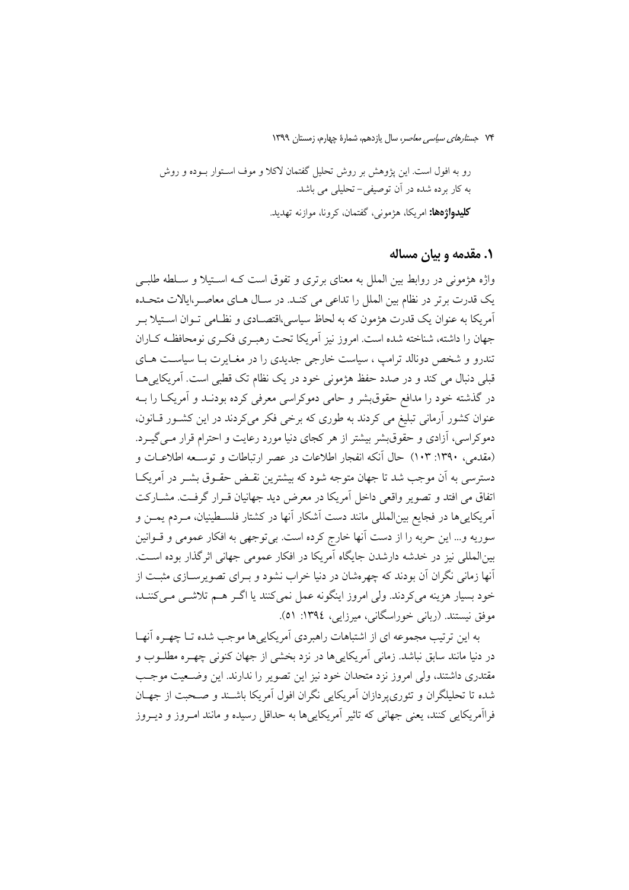رو به افول است. این پژوهش بر روش تحلیل گفتمان لاکلا و موف استوار بوده و روش به کار برده شده در آن توصیفی- تحلیلی می باشد.

**کلیدواژه‌ها:** امریکا، هژمونی، گفتمان، کرونا، موازنه تهدید.

## ۱. مقدمه و بیان مساله

واژه هژمونی در روابط بین الملل به معنای برتری و تفوق است که استیلا و سلطه طلبی یک قدرت برتر در نظام بین الملل را تداعی می کند. در سال های معاصر،ایالات متحده آمریکا به عنوان یک قدرت هژمون که به لحاظ سیاسی،اقتصادی و نظامی توان استیلا بر جهان را داشته، شناخته شده است. امروز نیز آمریکا تحت رهبری فکری نومحافظه کاران تندرو و شخص دونالد ترامپ ، سیاست خارجی جدیدی را در مغایرت با سیاست های قبلی دنبال می کند و در صدد حفظ هژمونی خود در یک نظام تک قطبی است. آمریکایی‌ها در گذشته خود را مدافع حقوق‌بشر و حامی دموکراسی معرفی کرده بودند و آمریکا را به عنوان کشور آرمانی تبلیغ می کردند به طوری که برخی فکر می‌کردند در این کشور قانون، دموکراسی، آزادی و حقوق‌بشر بیشتر از هر کجای دنیا مورد رعایت و احترام قرار می‌گیرد. (مقدمی، ۱۳۹۰: ۱۰۳) حال آنکه انفجار اطلاعات در عصر ارتباطات و توسعه اطلاعات و دسترسی به آن موجب شد تا جهان متوجه شود که بیشترین نقض حقوق بشر در آمریکا اتفاق می افتد و تصویر واقعی داخل آمریکا در معرض دید جهانیان قرار گرفت. مشارکت آمریکایی‌ها در فجایع بین‌المللی مانند دست آشکار آنها در کشتار فلسطینیان، مردم یمن و سوریه و... این حربه را از دست آنها خارج کرده است. بی‌توجهی به افکار عمومی و قوانین بین‌المللی نیز در خدشه دارشدن جایگاه آمریکا در افکار عمومی جهانی اثرگذار بوده است. آنها زمانی نگران آن بودند که چهره‌شان در دنیا خراب نشود و برای تصویرسازی مثبت از خود بسیار هزینه می‌کردند. ولی امروز اینگونه عمل نمی‌کنند یا اگر هم تلاشی می‌کنند، موفق نیستند. (ربانی خوراسگانی، میرزایی، ۱۳۹٤: ٥۱).

به این ترتیب مجموعه ای از اشتباهات راهبردی آمریکایی‌ها موجب شده تا چهره آنها در دنیا مانند سابق نباشد. زمانی آمریکایی‌ها در نزد بخشی از جهان کنونی چهره مطلوب و مقتدری داشتند، ولی امروز نزد متحدان خود نیز این تصویر را ندارند. این وضعیت موجب شده تا تحلیلگران و تئوری‌پردازان آمریکایی نگران افول آمریکا باشند و صحبت از جهان فراآمریکایی کنند، یعنی جهانی که تاثیر آمریکایی‌ها به حداقل رسیده و مانند امروز و دیروز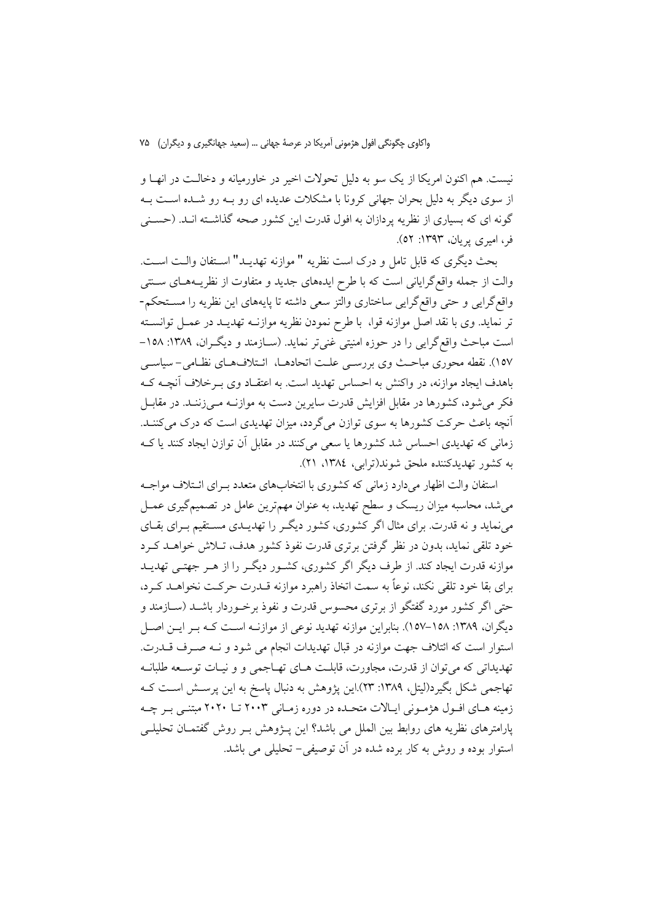نیست. هم اکنون امریکا از یک سو به دلیل تحولات اخیر در خاورمیانه و دخالـت در انهـا و از سوی دیگر به دلیل بحران جهانی کرونا با مشکلات عدیده ای رو بـه رو شـده اسـت بـه گونه ای که بسیاری از نظریه پردازان به افول قدرت این کشور صحه گذاشـته انـد. (حسـنی فر، امیری پریان، ۱۳۹۳: ۵۲).

بحث دیگری که قابل تامل و درک است نظریه " موازنه تهدیـد" اسـتفان والـت اسـت. والت از جمله واقع‌گرایانی است که با طرح ایده‌های جدید و متفاوت از نظریـه‌هـای سـنتی واقع‌گرایی و حتی واقع‌گرایی ساختاری والتز سعی داشته تا پایه‌های این نظریه را مسـتحکم‌تر نماید. وی با نقد اصل موازنه قوا، با طرح نمودن نظریه موازنـه تهدیـد در عمـل توانسـته است مباحث واقع‌گرایی را در حوزه امنیتی غنی‌تر نماید. (سـازمند و دیگـران، ۱۳۸۹: ۱۵۸-۱۵۷). نقطه محوری مباحـث وی بررسـی علـت اتحادهـا، ائـتلاف‌هـای نظـامی- سیاسـی باهدف ایجاد موازنه، در واکنش به احساس تهدید است. به اعتقـاد وی بـرخلاف آنچـه کـه فکر می‌شود، کشورها در مقابل افزایش قدرت سایرین دست به موازنـه مـی‌زننـد. در مقابـل آنچه باعث حرکت کشورها به سوی توازن می‌گردد، میزان تهدیدی است که درک می‌کننـد. زمانی که تهدیدی احساس شد کشورها یا سعی می‌کنند در مقابل آن توازن ایجاد کنند یا کـه به کشور تهدیدکننده ملحق شوند(ترابی، ۱۳۸٤، ۲۱).

استفان والت اظهار می‌دارد زمانی که کشوری با انتخاب‌های متعدد بـرای ائـتلاف مواجـه می‌شد، محاسبه میزان ریسک و سطح تهدید، به عنوان مهم‌ترین عامل در تصمیم‌گیری عمـل می‌نماید و نه قدرت. برای مثال اگر کشوری، کشور دیگـر را تهدیـدی مسـتقیم بـرای بقـای خود تلقی نماید، بدون در نظر گرفتن برتری قدرت نفوذ کشور هدف، تـلاش خواهـد کـرد موازنه قدرت ایجاد کند. از طرف دیگر اگر کشوری، کشـور دیگـر را از هـر جهتـی تهدیـد برای بقا خود تلقی نکند، نوعاً به سمت اتخاذ راهبرد موازنه قـدرت حرکـت نخواهـد کـرد، حتی اگر کشور مورد گفتگو از برتری محسوس قدرت و نفوذ برخـوردار باشـد (سـازمند و دیگران، ۱۳۸۹: ۱۵۸-۱۵۷). بنابراین موازنه تهدید نوعی از موازنـه اسـت کـه بـر ایـن اصـل استوار است که ائتلاف جهت موازنه در قبال تهدیدات انجام می شود و نـه صـرف قـدرت. تهدیداتی که می‌توان از قدرت، مجاورت، قابلـت هـای تهـاجمی و و نیـات توسـعه طلبانـه تهاجمی شکل بگیرد(لیتل، ۱۳۸۹: ۲۳).این پژوهش به دنبال پاسخ به این پرسـش اسـت کـه زمینه هـای افـول هژمـونی ایـالات متحـده در دوره زمـانی ۲۰۰۳ تـا ۲۰۲۰ مبتنـی بـر چـه پارامترهای نظریه های روابط بین الملل می باشد؟ این پـژوهش بـر روش گفتمـان تحلیلـی استوار بوده و روش به کار برده شده در آن توصیفی- تحلیلی می باشد.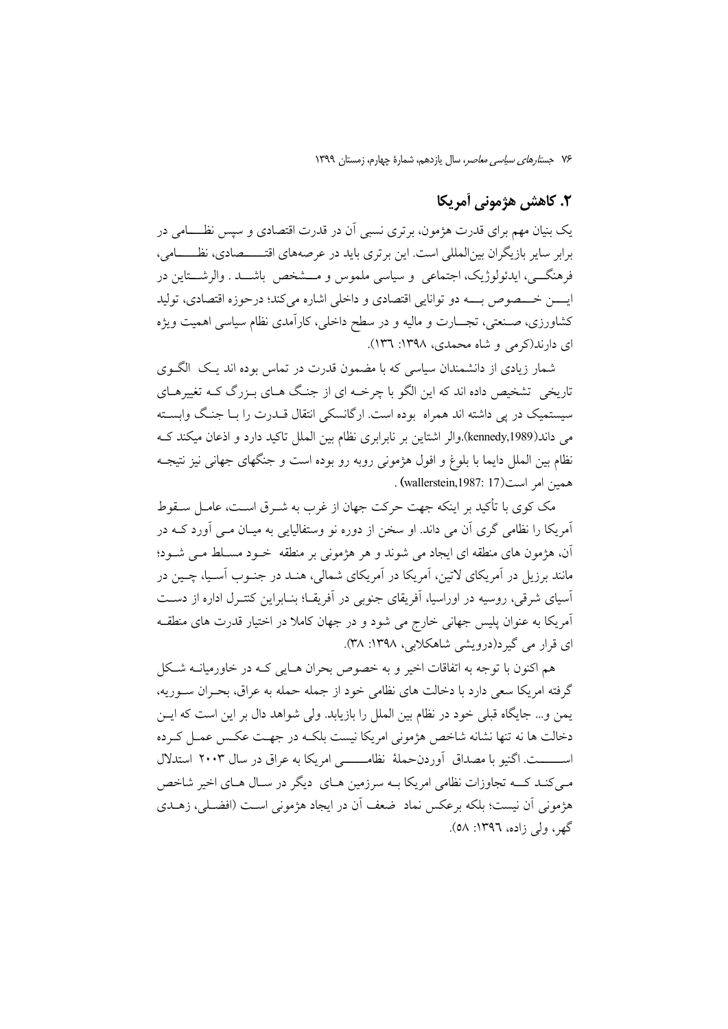## ۲. کاهش هژمونی آمریکا

یک بنیان مهم برای قدرت هژمون، برتری نسبی آن در قدرت اقتصادی و سپس نظـــامی در برابر سایر بازیگران بین‌المللی است. این برتری باید در عرصه‌های اقتـــصادی، نظـــامی، فرهنگـــی، ایدئولوژیک، اجتماعی و سیاسی ملموس و مـــشخص باشـــد . والرشـــتاین در ایـــن خـــصوص بـــه دو توانایی اقتصادی و داخلی اشاره می‌کند؛ درحوزه اقتصادی، تولید کشاورزی، صـنعتی، تجـــارت و مالیه و در سطح داخلی، کارآمدی نظام سیاسی اهمیت ویژه ای دارند(کرمی و شاه محمدی، ۱۳۹۸: ۱۳٦).

شمار زیادی از دانشمندان سیاسی که با مضمون قدرت در تماس بوده اند یـک الگـوی تاریخی تشخیص داده اند که این الگو با چرخـه ای از جنـگ هـای بـزرگ کـه تغییرهـای سیستمیک در پی داشته اند همراه بوده است. ارگانسکی انتقال قـدرت را بـا جنـگ وابسـته می داند(kennedy,1989).والر اشتاین بر نابرابری نظام بین الملل تاکید دارد و اذعان میکند کـه نظام بین الملل دایما با بلوغ و افول هژمونی روبه رو بوده است و جنگهای جهانی نیز نتیجـه همین امر است(wallerstein,1987: 17) .

مک کوی با تأکید بر اینکه جهت حرکت جهان از غرب به شـرق اسـت، عامـل سـقوط آمریکا را نظامی گری آن می داند. او سخن از دوره نو وستفالیایی به میـان مـی آورد کـه در آن، هژمون های منطقه ای ایجاد می شوند و هر هژمونی بر منطقه خـود مسـلط مـی شـود؛ مانند برزیل در آمریکای لاتین، آمریکا در آمریکای شمالی، هنـد در جنـوب آسـیا، چـین در آسیای شرقی، روسیه در اوراسیا، آفریقای جنوبی در آفریقـا؛ بنـابراین کنتـرل اداره از دسـت آمریکا به عنوان پلیس جهانی خارج می شود و در جهان کاملا در اختیار قدرت های منطقـه ای قرار می گیرد(درویشی شاهکلایی، ۱۳۹۸: ۳۸).

هم اکنون با توجه به اتفاقات اخیر و به خصوص بحران هـایی کـه در خاورمیانـه شـکل گرفته امریکا سعی دارد با دخالت های نظامی خود از جمله حمله به عراق، بحـران سـوریه، یمن و... جایگاه قبلی خود در نظام بین الملل را بازیابد. ولی شواهد دال بر این است که ایـن دخالت ها نه تنها نشانه شاخص هژمونی امریکا نیست بلکـه در جهـت عکـس عمـل کـرده اســـــت. اگنیو با مصداق آوردن‌حملهٔ نظامـــــی امریکا به عراق در سال ۲۰۰۳ استدلال مـی‌کنـد کـــه تجاوزات نظامی امریکا بـه سرزمین هـای دیگر در سـال هـای اخیر شاخص هژمونی آن نیست؛ بلکه برعکس نماد ضعف آن در ایجاد هژمونی اسـت (افضـلی، زهـدی گهر، ولی زاده، ۱۳۹٦: ۵۸).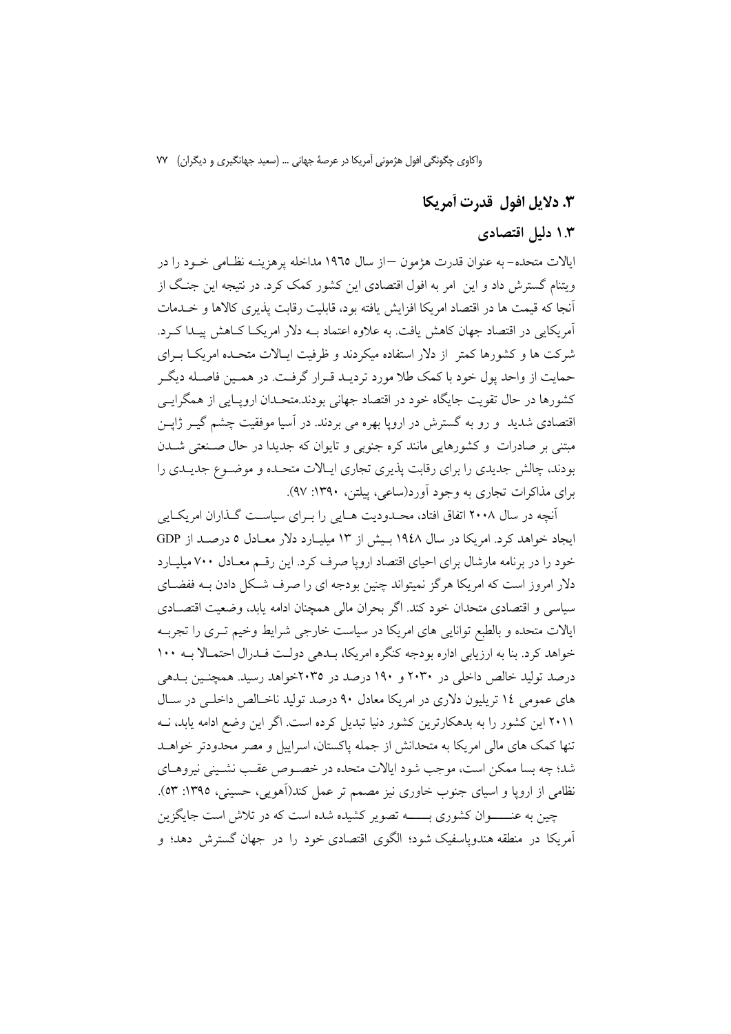## ۳. دلایل افول قدرت آمریکا

### ۱.۳ دلیل اقتصادی

ایالات متحده– به عنوان قدرت هژمون –از سال ۱۹٦٥ مداخله پرهزینه نظامی خود را در ویتنام گسترش داد و این امر به افول اقتصادی این کشور کمک کرد. در نتیجه این جنگ از آنجا که قیمت ها در اقتصاد امریکا افزایش یافته بود، قابلیت رقابت پذیری کالاها و خدمات آمریکایی در اقتصاد جهان کاهش یافت. به علاوه اعتماد به دلار امریکا کاهش پیدا کرد. شرکت ها و کشورها کمتر از دلار استفاده میکردند و ظرفیت ایالات متحده امریکا برای حمایت از واحد پول خود با کمک طلا مورد تردید قرار گرفت. در همین فاصله دیگر کشورها در حال تقویت جایگاه خود در اقتصاد جهانی بودند.متحدان اروپایی از همگرایی اقتصادی شدید و رو به گسترش در اروپا بهره می بردند. در آسیا موفقیت چشم گیر ژاپن مبتنی بر صادرات و کشورهایی مانند کره جنوبی و تایوان که جدیدا در حال صنعتی شدن بودند، چالش جدیدی را برای رقابت پذیری تجاری ایالات متحده و موضوع جدیدی را برای مذاکرات تجاری به وجود آورد(ساعی، پیلتن، ۱۳۹۰: ۹۷).

آنچه در سال ۲۰۰۸ اتفاق افتاد، محدودیت هایی را برای سیاست گذاران امریکایی ایجاد خواهد کرد. امریکا در سال ۱۹٤۸ بیش از ۱۳ میلیارد دلار معادل ٥ درصد از GDP خود را در برنامه مارشال برای احیای اقتصاد اروپا صرف کرد. این رقم معادل ۷۰۰ میلیارد دلار امروز است که امریکا هرگز نمیتواند چنین بودجه ای را صرف شکل دادن به ففضای سیاسی و اقتصادی متحدان خود کند. اگر بحران مالی همچنان ادامه یابد، وضعیت اقتصادی ایالات متحده و بالطبع توانایی های امریکا در سیاست خارجی شرایط وخیم تری را تجربه خواهد کرد. بنا به ارزیابی اداره بودجه کنگره امریکا، بدهی دولت فدرال احتمالا به ۱۰۰ درصد تولید خالص داخلی در ۲۰۳۰ و ۱۹۰ درصد در ۲۰۳٥خواهد رسید. همچنین بدهی های عمومی ١٤ تریلیون دلاری در امریکا معادل ۹۰ درصد تولید ناخالص داخلی در سال ۲۰۱۱ این کشور را به بدهکارترین کشور دنیا تبدیل کرده است. اگر این وضع ادامه یابد، نه تنها کمک های مالی امریکا به متحدانش از جمله پاکستان، اسراییل و مصر محدودتر خواهد شد؛ چه بسا ممکن است، موجب شود ایالات متحده در خصوص عقب نشینی نیروهای نظامی از اروپا و اسیای جنوب خاوری نیز مصمم تر عمل کند(آهویی، حسینی، ۱۳۹٥: ٥۳).

چین به عنوان کشوری به تصویر کشیده شده است که در تلاش است جایگزین آمریکا در منطقه هندوپاسفیک شود؛ الگوی اقتصادی خود را در جهان گسترش دهد؛ و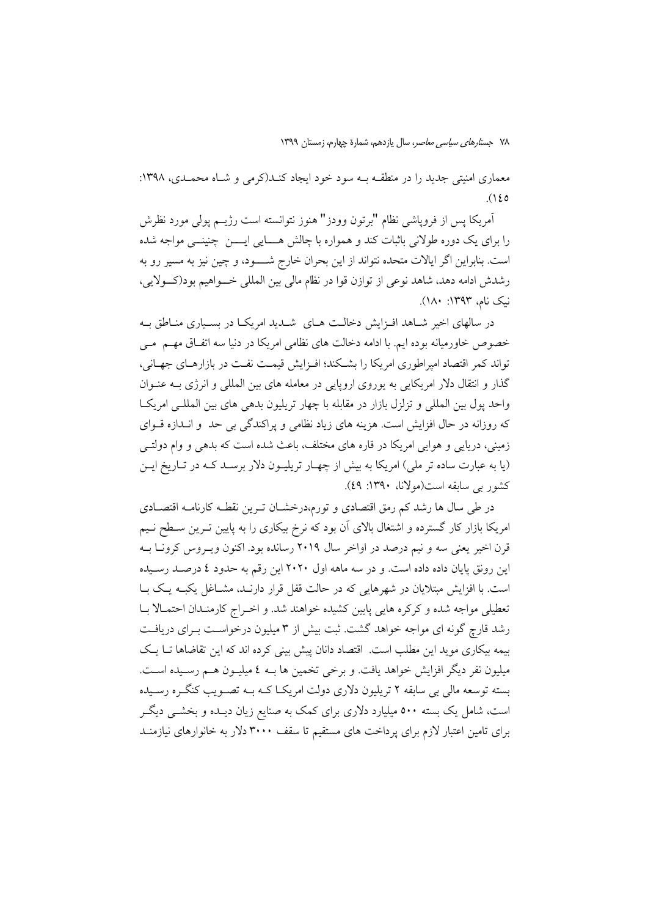معماری امنیتی جدید را در منطقه به سود خود ایجاد کند(کرمی و شاه محمدی، ۱۳۹۸: ۱٤٥).

آمریکا پس از فروپاشی نظام "برتون وودز" هنوز نتوانسته است رژیم پولی مورد نظرش را برای یک دوره طولانی باثبات کند و همواره با چالش هایی این چنینی مواجه شده است. بنابراین اگر ایالات متحده نتواند از این بحران خارج شود، و چین نیز به مسیر رو به رشدش ادامه دهد، شاهد نوعی از توازن قوا در نظام مالی بین المللی خواهیم بود(کولایی، نیک نام، ۱۳۹۳: ۱۸۰).

در سالهای اخیر شاهد افزایش دخالت های شدید امریکا در بسیاری مناطق به خصوص خاورمیانه بوده ایم. با ادامه دخالت های نظامی امریکا در دنیا سه اتفاق مهم می تواند کمر اقتصاد امپراطوری امریکا را بشکند؛ افزایش قیمت نفت در بازارهای جهانی، گذار و انتقال دلار امریکایی به یوروی اروپایی در معامله های بین المللی و انرژی به عنوان واحد پول بین المللی و تزلزل بازار در مقابله با چهار تریلیون بدهی های بین المللی امریکا که روزانه در حال افزایش است. هزینه های زیاد نظامی و پراکندگی بی حد و اندازه قوای زمینی، دریایی و هوایی امریکا در قاره های مختلف، باعث شده است که بدهی و وام دولتی (یا به عبارت ساده تر ملی) امریکا به بیش از چهار تریلیون دلار برسد که در تاریخ این کشور بی سابقه است(مولانا، ۱۳۹۰: ٤۹).

در طی سال ها رشد کم رمق اقتصادی و تورم،درخشان ترین نقطه کارنامه اقتصادی امریکا بازار کار گسترده و اشتغال بالای آن بود که نرخ بیکاری را به پایین ترین سطح نیم قرن اخیر یعنی سه و نیم درصد در اواخر سال ۲۰۱۹ رسانده بود. اکنون ویروس کرونا به این رونق پایان داده داده است. و در سه ماهه اول ۲۰۲۰ این رقم به حدود ٤ درصد رسیده است. با افزایش مبتلایان در شهرهایی که در حالت قفل قرار دارند، مشاغل یکبه یک با تعطیلی مواجه شده و کرکره هایی پایین کشیده خواهند شد. و اخراج کارمندان احتمالا با رشد قارچ گونه ای مواجه خواهد گشت. ثبت بیش از ۳ میلیون درخواست برای دریافت بیمه بیکاری موید این مطلب است. اقتصاد دانان پیش بینی کرده اند که این تقاضاها تا یک میلیون نفر دیگر افزایش خواهد یافت. و برخی تخمین ها به ٤ میلیون هم رسیده است. بسته توسعه مالی بی سابقه ۲ تریلیون دلاری دولت امریکا که به تصویب کنگره رسیده است، شامل یک بسته ۵۰۰ میلیارد دلاری برای کمک به صنایع زیان دیده و بخشی دیگر برای تامین اعتبار لازم برای پرداخت های مستقیم تا سقف ۳۰۰۰ دلار به خانوارهای نیازمند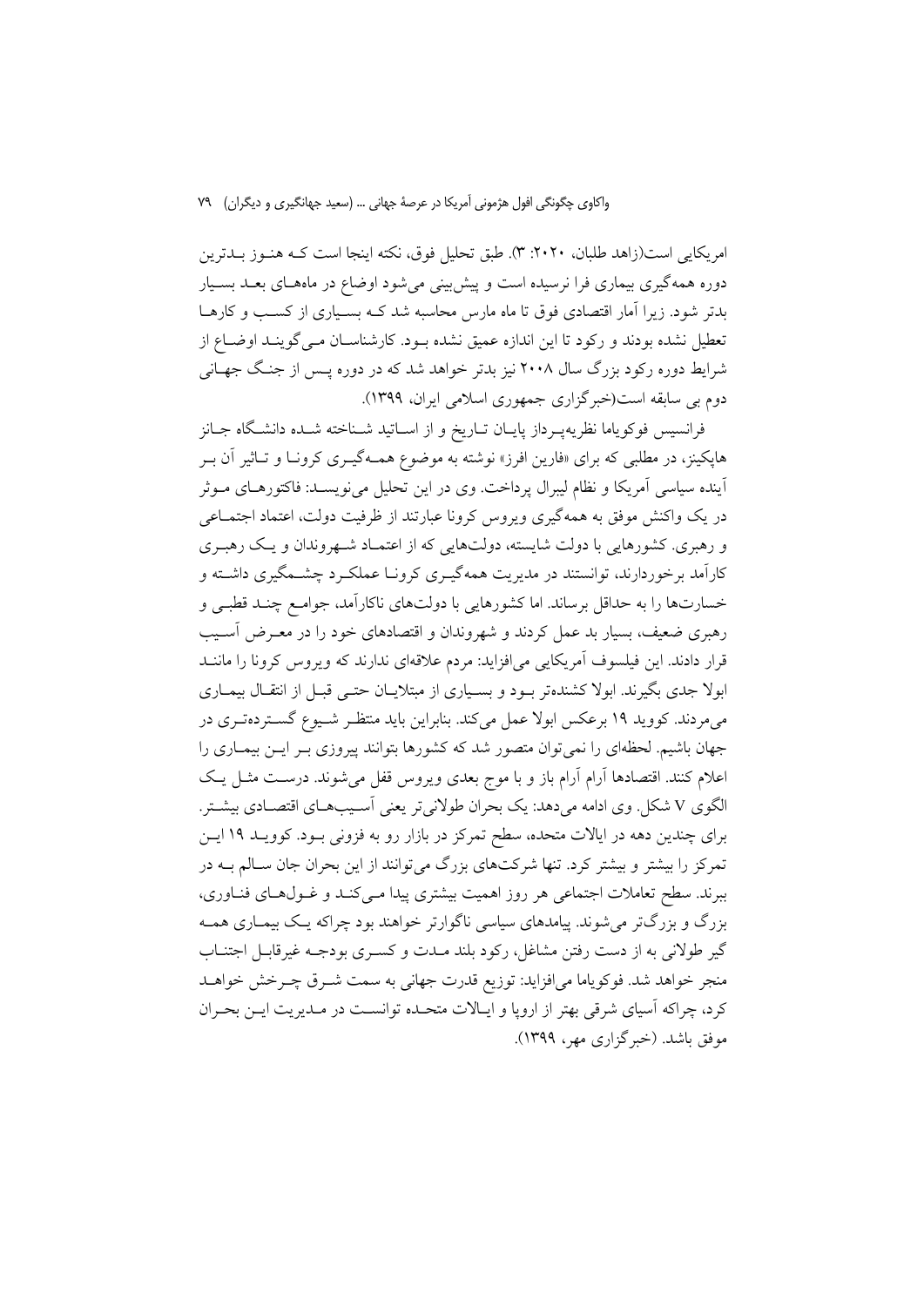امریکایی است(زاهد طلبان، ۲۰۲۰: ۳). طبق تحلیل فوق، نکته اینجا است کـه هنـوز بـدترین دوره همه‌گیری بیماری فرا نرسیده است و پیش‌بینی می‌شود اوضاع در ماه‌هـای بعـد بسـیار بدتر شود. زیرا آمار اقتصادی فوق تا ماه مارس محاسبه شد کـه بسـیاری از کسـب و کارهـا تعطیل نشده بودند و رکود تا این اندازه عمیق نشده بـود. کارشناسـان مـی‌گوینـد اوضـاع از شرایط دوره رکود بزرگ سال ۲۰۰۸ نیز بدتر خواهد شد که در دوره پـس از جنـگ جهـانی دوم بی سابقه است(خبرگزاری جمهوری اسلامی ایران، ۱۳۹۹).

فرانسیس فوکویاما نظریه‌پـرداز پایـان تـاریخ و از اسـاتید شـناخته شـده دانشـگاه جـانز هاپکینز، در مطلبی که برای «فارین افرز» نوشته به موضوع همـه‌گیـری کرونـا و تـاثیر آن بـر آینده سیاسی آمریکا و نظام لیبرال پرداخت. وی در این تحلیل می‌نویسـد: فاکتورهـای مـوثر در یک واکنش موفق به همه‌گیری ویروس کرونا عبارتند از ظرفیت دولت، اعتماد اجتمـاعی و رهبری. کشورهایی با دولت شایسته، دولت‌هایی که از اعتمـاد شـهروندان و یـک رهبـری کارآمد برخوردارند، توانستند در مدیریت همه‌گیـری کرونـا عملکـرد چشـمگیری داشـته و خسارت‌ها را به حداقل برساند. اما کشورهایی با دولت‌های ناکارآمد، جوامـع چنـد قطبـی و رهبری ضعیف، بسیار بد عمل کردند و شهروندان و اقتصادهای خود را در معـرض آسـیب قرار دادند. این فیلسوف آمریکایی می‌افزاید: مردم علاقه‌ای ندارند که ویروس کرونا را ماننـد ابولا جدی بگیرند. ابولا کشنده‌تر بـود و بسـیاری از مبتلایـان حتـی قبـل از انتقـال بیمـاری می‌مردند. کووید ۱۹ برعکس ابولا عمل می‌کند. بنابراین باید منتظـر شـیوع گسـترده‌تـری در جهان باشیم. لحظه‌ای را نمی‌توان متصور شد که کشورها بتوانند پیروزی بـر ایـن بیمـاری را اعلام کنند. اقتصادها آرام آرام باز و با موج بعدی ویروس قفل می‌شوند. درسـت مثـل یـک الگوی V شکل. وی ادامه می‌دهد: یک بحران طولانی‌تر یعنی آسـیب‌هـای اقتصـادی بیشـتر. برای چندین دهه در ایالات متحده، سطح تمرکز در بازار رو به فزونی بـود. کوویـد ۱۹ ایـن تمرکز را بیشتر و بیشتر کرد. تنها شرکت‌های بزرگ می‌توانند از این بحران جان سـالم بـه در ببرند. سطح تعاملات اجتماعی هر روز اهمیت بیشتری پیدا مـی‌کنـد و غـول‌هـای فنـاوری، بزرگ و بزرگ‌تر می‌شوند. پیامدهای سیاسی ناگوارتر خواهند بود چراکه یـک بیمـاری همـه گیر طولانی به از دست رفتن مشاغل، رکود بلند مـدت و کسـری بودجـه غیرقابـل اجتنـاب منجر خواهد شد. فوکویاما می‌افزاید: توزیع قدرت جهانی به سمت شـرق چـرخش خواهـد کرد، چراکه آسیای شرقی بهتر از اروپا و ایـالات متحـده توانسـت در مـدیریت ایـن بحـران موفق باشد. (خبرگزاری مهر، ۱۳۹۹).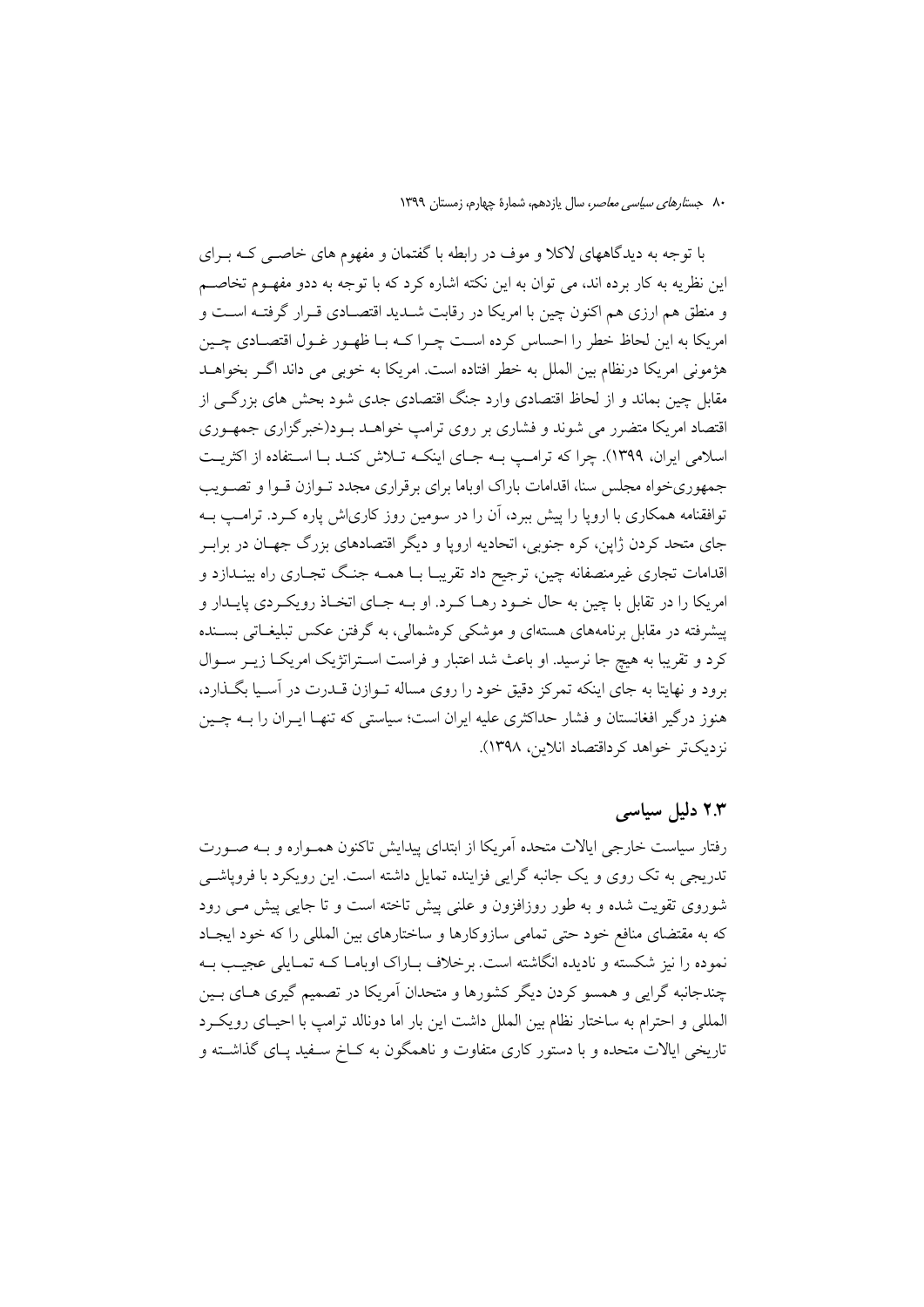با توجه به دیدگاههای لاکلا و موف در رابطه با گفتمان و مفهوم های خاصی که برای این نظریه به کار برده اند، می توان به این نکته اشاره کرد که با توجه به ددو مفهوم تخاصم و منطق هم ارزی هم اکنون چین با امریکا در رقابت شدید اقتصادی قرار گرفته است و امریکا به این لحاظ خطر را احساس کرده است چرا که با ظهور غول اقتصادی چین هژمونی امریکا درنظام بین الملل به خطر افتاده است. امریکا به خوبی می داند اگر بخواهد مقابل چین بماند و از لحاظ اقتصادی وارد جنگ اقتصادی جدی شود بحش های بزرگی از اقتصاد امریکا متضرر می شوند و فشاری بر روی ترامپ خواهد بود(خبرگزاری جمهوری اسلامی ایران، ۱۳۹۹). چرا که ترامپ به جای اینکه تلاش کند با استفاده از اکثریت جمهوری‌خواه مجلس سنا، اقدامات باراک اوباما برای برقراری مجدد توازن قوا و تصویب توافقنامه همکاری با اروپا را پیش ببرد، آن را در سومین روز کاری‌اش پاره کرد. ترامپ به جای متحد کردن ژاپن، کره جنوبی، اتحادیه اروپا و دیگر اقتصادهای بزرگ جهان در برابر اقدامات تجاری غیرمنصفانه چین، ترجیح داد تقریبا با همه جنگ تجاری راه بیندازد و امریکا را در تقابل با چین به حال خود رها کرد. او به جای اتخاذ رویکردی پایدار و پیشرفته در مقابل برنامه‌های هسته‌ای و موشکی کره‌شمالی، به گرفتن عکس تبلیغاتی بسنده کرد و تقریبا به هیچ جا نرسید. او باعث شد اعتبار و فراست استراتژیک امریکا زیر سوال برود و نهایتا به جای اینکه تمرکز دقیق خود را روی مساله توازن قدرت در آسیا بگذارد، هنوز درگیر افغانستان و فشار حداکثری علیه ایران است؛ سیاستی که تنها ایران را به چین نزدیک‌تر خواهد کرداقتصاد انلاین، ۱۳۹۸).

## ۲.۳ دلیل سیاسی

رفتار سیاست خارجی ایالات متحده آمریکا از ابتدای پیدایش تاکنون همواره و به صورت تدریجی به تک روی و یک جانبه گرایی فزاینده تمایل داشته است. این رویکرد با فروپاشی شوروی تقویت شده و به طور روزافزون و علنی پیش تاخته است و تا جایی پیش می رود که به مقتضای منافع خود حتی تمامی سازوکارها و ساختارهای بین المللی را که خود ایجاد نموده را نیز شکسته و نادیده انگاشته است. برخلاف باراک اوباما که تمایلی عجیب به چندجانبه گرایی و همسو کردن دیگر کشورها و متحدان آمریکا در تصمیم گیری های بین المللی و احترام به ساختار نظام بین الملل داشت این بار اما دونالد ترامپ با احیای رویکرد تاریخی ایالات متحده و با دستور کاری متفاوت و ناهمگون به کاخ سفید پای گذاشته و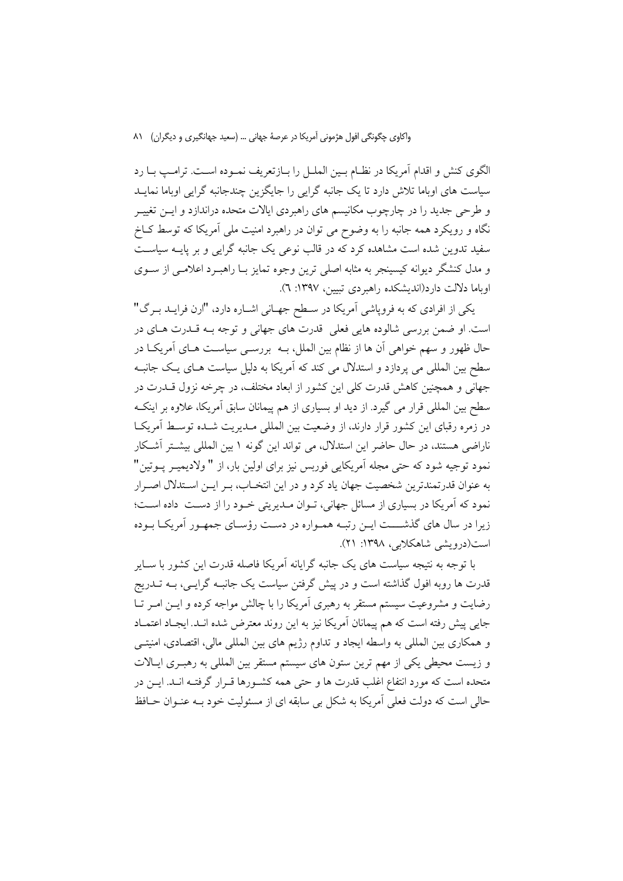الگوی کنش و اقدام آمریکا در نظام بین الملل را بازتعریف نموده است. ترامپ با رد سیاست های اوباما تلاش دارد تا یک جانبه گرایی را جایگزین چندجانبه گرایی اوباما نماید و طرحی جدید را در چارچوب مکانیسم های راهبردی ایالات متحده دراندازد و این تغییر نگاه و رویکرد همه جانبه را به وضوح می توان در راهبرد امنیت ملی آمریکا که توسط کاخ سفید تدوین شده است مشاهده کرد که در قالب نوعی یک جانبه گرایی و بر پایه سیاست و مدل کنشگر دیوانه کیسینجر به مثابه اصلی ترین وجوه تمایز با راهبرد اعلامی از سوی اوباما دلالت دارد(اندیشکده راهبردی تبیین، ۱۳۹۷: ٦).

یکی از افرادی که به فروپاشی آمریکا در سطح جهانی اشاره دارد، "ارن فرایدبرگ" است. او ضمن بررسی شالوده هایی فعلی قدرت های جهانی و توجه به قدرت های در حال ظهور و سهم خواهی آن ها از نظام بین الملل، به بررسی سیاست های آمریکا در سطح بین المللی می پردازد و استدلال می کند که آمریکا به دلیل سیاست های یک جانبه جهانی و همچنین کاهش قدرت کلی این کشور از ابعاد مختلف، در چرخه نزول قدرت در سطح بین المللی قرار می گیرد. از دید او بسیاری از هم پیمانان سابق آمریکا، علاوه بر اینکه در زمره رقبای این کشور قرار دارند، از وضعیت بین المللی مدیریت شده توسط آمریکا ناراضی هستند، در حال حاضر این استدلال، می تواند این گونه ۱ بین المللی بیشتر آشکار نمود توجیه شود که حتی مجله آمریکایی فوربس نیز برای اولین بار، از " ولادیمیر پوتین" به عنوان قدرتمندترین شخصیت جهان یاد کرد و در این انتخاب، بر این استدلال اصرار نمود که آمریکا در بسیاری از مسائل جهانی، توان مدیریتی خود را از دست داده است؛ زیرا در سال های گذشته این رتبه همواره در دست رؤسای جمهور آمریکا بوده است(درویشی شاهکلابی، ۱۳۹۸: ۲۱).

با توجه به نتیجه سیاست های یک جانبه گرایانه آمریکا فاصله قدرت این کشور با سایر قدرت ها روبه افول گذاشته است و در پیش گرفتن سیاست یک جانبه گرایی، به تدریج رضایت و مشروعیت سیستم مستقر به رهبری آمریکا را با چالش مواجه کرده و این امر تا جایی پیش رفته است که هم پیمانان آمریکا نیز به این روند معترض شده اند. ایجاد اعتماد و همکاری بین المللی به واسطه ایجاد و تداوم رژیم های بین المللی مالی، اقتصادی، امنیتی و زیست محیطی یکی از مهم ترین ستون های سیستم مستقر بین المللی به رهبری ایالات متحده است که مورد انتفاع اغلب قدرت ها و حتی همه کشورها قرار گرفته اند. این در حالی است که دولت فعلی آمریکا به شکل بی سابقه ای از مسئولیت خود به عنوان حافظ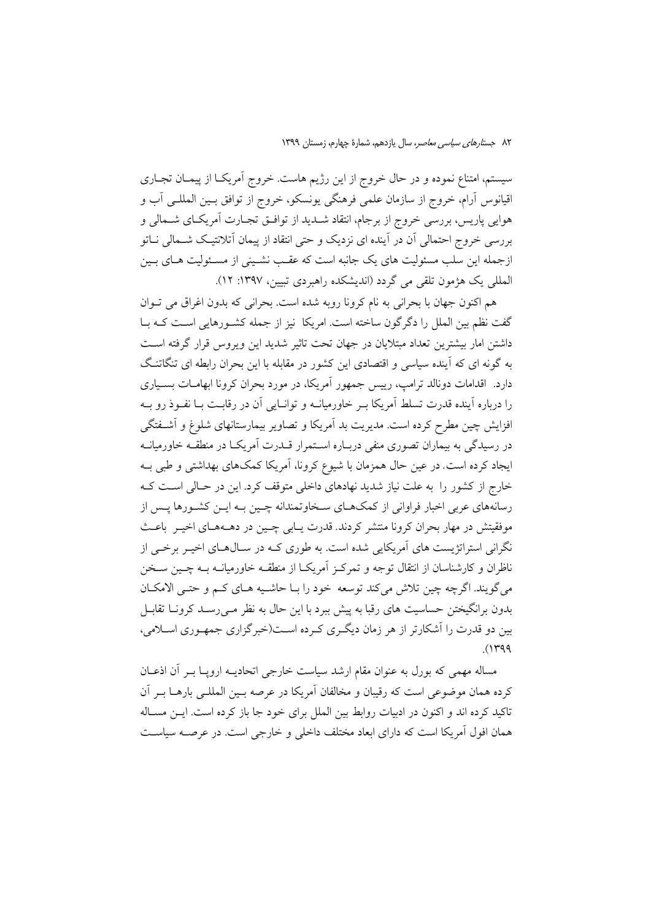سیستم، امتناع نموده و در حال خروج از این رژیم هاست. خروج آمریکا از پیمان تجاری اقیانوس آرام، خروج از سازمان علمی فرهنگی یونسکو، خروج از توافق بین المللی آب و هوایی پاریس، بررسی خروج از برجام، انتقاد شدید از توافق تجارت آمریکای شمالی و بررسی خروج احتمالی آن در آینده ای نزدیک و حتی انتقاد از پیمان آتلانتیک شمالی ناتو ازجمله این سلب مسئولیت های یک جانبه است که عقب نشینی از مسئولیت های بین المللی یک هژمون تلقی می گردد (اندیشکده راهبردی تبیین، ۱۳۹۷: ۱۲).

هم اکنون جهان با بحرانی به نام کرونا روبه شده است. بحرانی که بدون اغراق می توان گفت نظم بین الملل را دگرگون ساخته است. امریکا نیز از جمله کشورهایی است که با داشتن امار بیشترین تعداد مبتلایان در جهان تحت تاثیر شدید این ویروس قرار گرفته است به گونه ای که آینده سیاسی و اقتصادی این کشور در مقابله با این بحران رابطه ای تنگاتنگ دارد. اقدامات دونالد ترامپ، رییس جمهور آمریکا، در مورد بحران کرونا ابهامات بسیاری را درباره آینده قدرت تسلط آمریکا بر خاورمیانه و توانایی آن در رقابت با نفوذ رو به افزایش چین مطرح کرده است. مدیریت بد آمریکا و تصاویر بیمارستانهای شلوغ و آشفتگی در رسیدگی به بیماران تصوری منفی درباره استمرار قدرت آمریکا در منطقه خاورمیانه ایجاد کرده است. در عین حال همزمان با شیوع کرونا، آمریکا کمک‌های بهداشتی و طبی به خارج از کشور را به علت نیاز شدید نهادهای داخلی متوقف کرد. این در حالی است که رسانه‌های عربی اخبار فراوانی از کمک‌های سخاوتمندانه چین به این کشورها پس از موفقیتش در مهار بحران کرونا منتشر کردند. قدرت یابی چین در دهه‌های اخیر باعث نگرانی استراتژیست های آمریکایی شده است. به طوری که در سال‌های اخیر برخی از ناظران و کارشناسان از انتقال توجه و تمرکز آمریکا از منطقه خاورمیانه به چین سخن می‌گویند. اگرچه چین تلاش می‌کند توسعه خود را با حاشیه های کم و حتی الامکان بدون برانگیختن حساسیت های رقبا به پیش ببرد با این حال به نظر می‌رسد کرونا تقابل بین دو قدرت را آشکارتر از هر زمان دیگری کرده است(خبرگزاری جمهوری اسلامی، ۱۳۹۹).

مساله مهمی که بورل به عنوان مقام ارشد سیاست خارجی اتحادیه اروپا بر آن اذعان کرده همان موضوعی است که رقیبان و مخالفان آمریکا در عرصه بین المللی بارها بر آن تاکید کرده اند و اکنون در ادبیات روابط بین الملل برای خود جا باز کرده است. این مساله همان افول آمریکا است که دارای ابعاد مختلف داخلی و خارجی است. در عرصه سیاست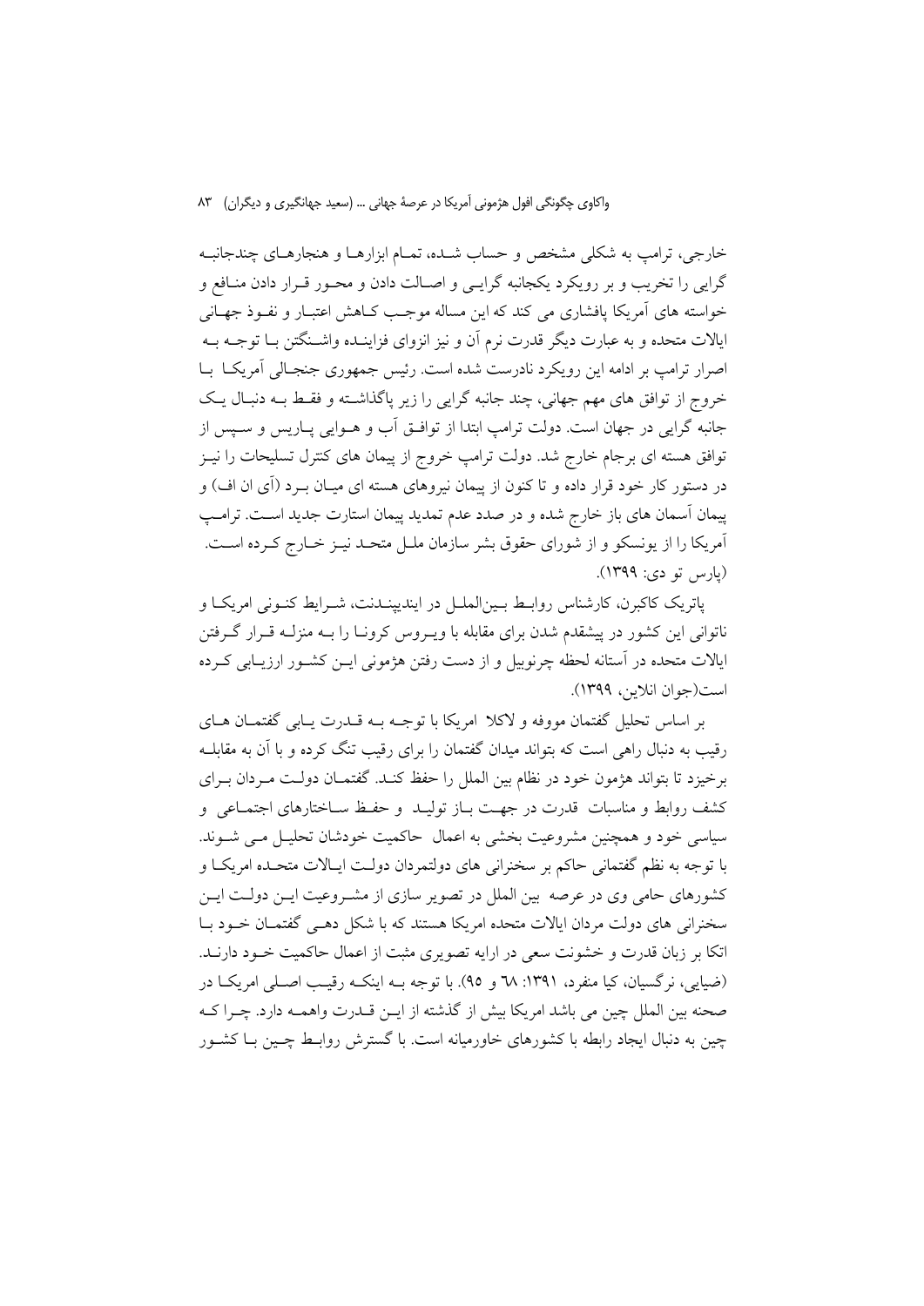خارجی، ترامپ به شکلی مشخص و حساب شـده، تمـام ابزارهـا و هنجارهـای چندجانبـه گرایی را تخریب و بر رویکرد یکجانبه گرایـی و اصـالت دادن و محـور قـرار دادن منـافع و خواسته های آمریکا پافشاری می کند که این مساله موجـب کـاهش اعتبـار و نفـوذ جهـانی ایالات متحده و به عبارت دیگر قدرت نرم آن و نیز انزوای فزاینـده واشـنگتن بـا توجـه بـه اصرار ترامپ بر ادامه این رویکرد نادرست شده است. رئیس جمهوری جنجـالی آمریکـا بـا خروج از توافق های مهم جهانی، چند جانبه گرایی را زیر پاگذاشـته و فقـط بـه دنبـال یـک جانبه گرایی در جهان است. دولت ترامپ ابتدا از توافـق آب و هـوایی پـاریس و سـپس از توافق هسته ای برجام خارج شد. دولت ترامپ خروج از پیمان های کنترل تسلیحات را نیـز در دستور کار خود قرار داده و تا کنون از پیمان نیروهای هسته ای میـان بـرد (آی ان اف) و پیمان آسمان های باز خارج شده و در صدد عدم تمدید پیمان استارت جدید اسـت. ترامـپ آمریکا را از یونسکو و از شورای حقوق بشر سازمان ملـل متحـد نیـز خـارج کـرده اسـت. (پارس تو دی: ۱۳۹۹).

پاتریک کاکبرن، کارشناس روابـط بـین‌الملـل در ایندیپنـدنت، شـرایط کنـونی امریکـا و ناتوانی این کشور در پیشقدم شدن برای مقابله با ویـروس کرونـا را بـه منزلـه قـرار گـرفتن ایالات متحده در آستانه لحظه چرنوبیل و از دست رفتن هژمونی ایـن کشـور ارزیـابی کـرده است(جوان انلاین، ۱۳۹۹).

بر اساس تحلیل گفتمان موفه و لاکلا امریکا با توجـه بـه قـدرت یـابی گفتمـان هـای رقیب به دنبال راهی است که بتواند میدان گفتمان را برای رقیب تنگ کرده و با آن به مقابلـه برخیزد تا بتواند هژمون خود در نظام بین الملل را حفظ کنـد. گفتمـان دولـت مـردان بـرای کشف روابط و مناسبات قدرت در جهـت بـاز تولیـد و حفـظ سـاختارهای اجتمـاعی و سیاسی خود و همچنین مشروعیت بخشی به اعمال حاکمیت خودشان تحلیـل مـی شـوند. با توجه به نظم گفتمانی حاکم بر سخنرانی های دولتمردان دولـت ایـالات متحـده امریکـا و کشورهای حامی وی در عرصه بین الملل در تصویر سازی از مشـروعیت ایـن دولـت ایـن سخنرانی های دولت مردان ایالات متحده امریکا هستند که با شکل دهـی گفتمـان خـود بـا اتکا بر زبان قدرت و خشونت سعی در ارایه تصویری مثبت از اعمال حاکمیت خـود دارنـد. (ضیایی، نرگسیان، کیا منفرد، ۱۳۹۱: ٦٨ و ٩٥). با توجه بـه اینکـه رقیـب اصـلی امریکـا در صحنه بین الملل چین می باشد امریکا بیش از گذشته از ایـن قـدرت واهمـه دارد. چـرا کـه چین به دنبال ایجاد رابطه با کشورهای خاورمیانه است. با گسترش روابـط چـین بـا کشـور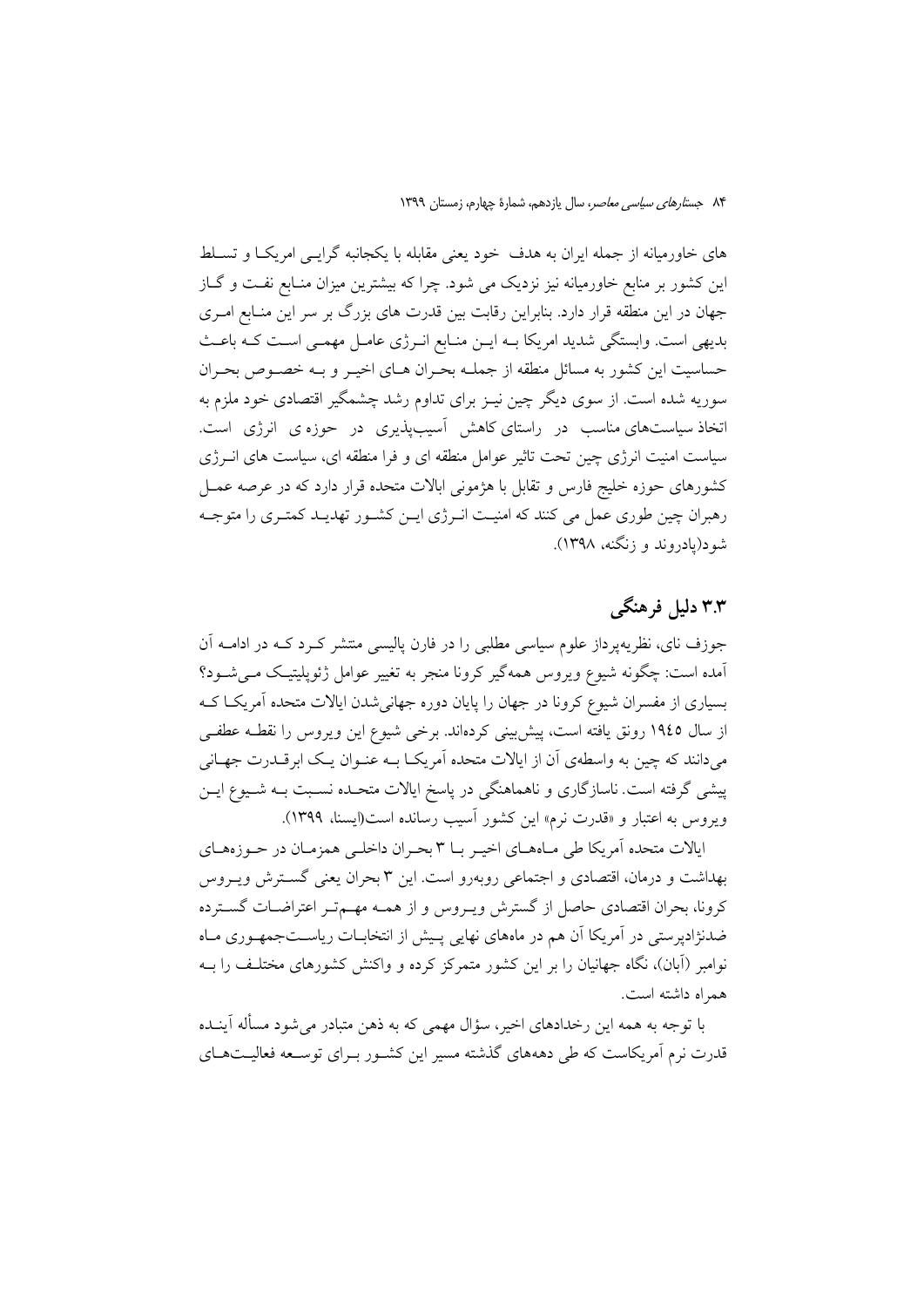های خاورمیانه از جمله ایران به هدف خود یعنی مقابله با یکجانبه گرایی امریکا و تسلط این کشور بر منابع خاورمیانه نیز نزدیک می شود. چرا که بیشترین میزان منابع نفت و گاز جهان در این منطقه قرار دارد. بنابراین رقابت بین قدرت های بزرگ بر سر این منابع امری بدیهی است. وابستگی شدید امریکا به این منابع انرژی عامل مهمی است که باعث حساسیت این کشور به مسائل منطقه از جمله بحران های اخیر و به خصوص بحران سوریه شده است. از سوی دیگر چین نیز برای تداوم رشد چشمگیر اقتصادی خود ملزم به اتخاذ سیاست‌های مناسب در راستای کاهش آسیب‌پذیری در حوزه ی انرژی است. سیاست امنیت انرژی چین تحت تاثیر عوامل منطقه ای و فرا منطقه ای، سیاست های انرژی کشورهای حوزه خلیج فارس و تقابل با هژمونی ایالات متحده قرار دارد که در عرصه عمل رهبران چین طوری عمل می کنند که امنیت انرژی این کشور تهدید کمتری را متوجه شود(پادروند و زنگنه، ۱۳۹۸).

## ۳.۳ دلیل فرهنگی

جوزف نای، نظریه‌پرداز علوم سیاسی مطلبی را در فارن پالیسی منتشر کرد که در ادامه آن آمده است: چگونه شیوع ویروس همه‌گیر کرونا منجر به تغییر عوامل ژئوپلیتیک می‌شود؟ بسیاری از مفسران شیوع کرونا در جهان را پایان دوره جهانی‌شدن ایالات متحده آمریکا که از سال ۱۹٤۵ رونق یافته است، پیش‌بینی کرده‌اند. برخی شیوع این ویروس را نقطه عطفی می‌دانند که چین به واسطه‌ی آن از ایالات متحده آمریکا به عنوان یک ابرقدرت جهانی پیشی گرفته است. ناسازگاری و ناهماهنگی در پاسخ ایالات متحده نسبت به شیوع این ویروس به اعتبار و «قدرت نرم» این کشور آسیب رسانده است(ایسنا، ۱۳۹۹).

ایالات متحده آمریکا طی ماه‌های اخیر با ۳ بحران داخلی همزمان در حوزه‌های بهداشت و درمان، اقتصادی و اجتماعی روبه‌رو است. این ۳ بحران یعنی گسترش ویروس کرونا، بحران اقتصادی حاصل از گسترش ویروس و از همه مهم‌تر اعتراضات گسترده ضدنژادپرستی در آمریکا آن هم در ماه‌های نهایی پیش از انتخابات ریاست‌جمهوری ماه نوامبر (آبان)، نگاه جهانیان را بر این کشور متمرکز کرده و واکنش کشورهای مختلف را به همراه داشته است.

با توجه به همه این رخدادهای اخیر، سؤال مهمی که به ذهن متبادر می‌شود مسأله آینده قدرت نرم آمریکاست که طی دهه‌های گذشته مسیر این کشور برای توسعه فعالیت‌های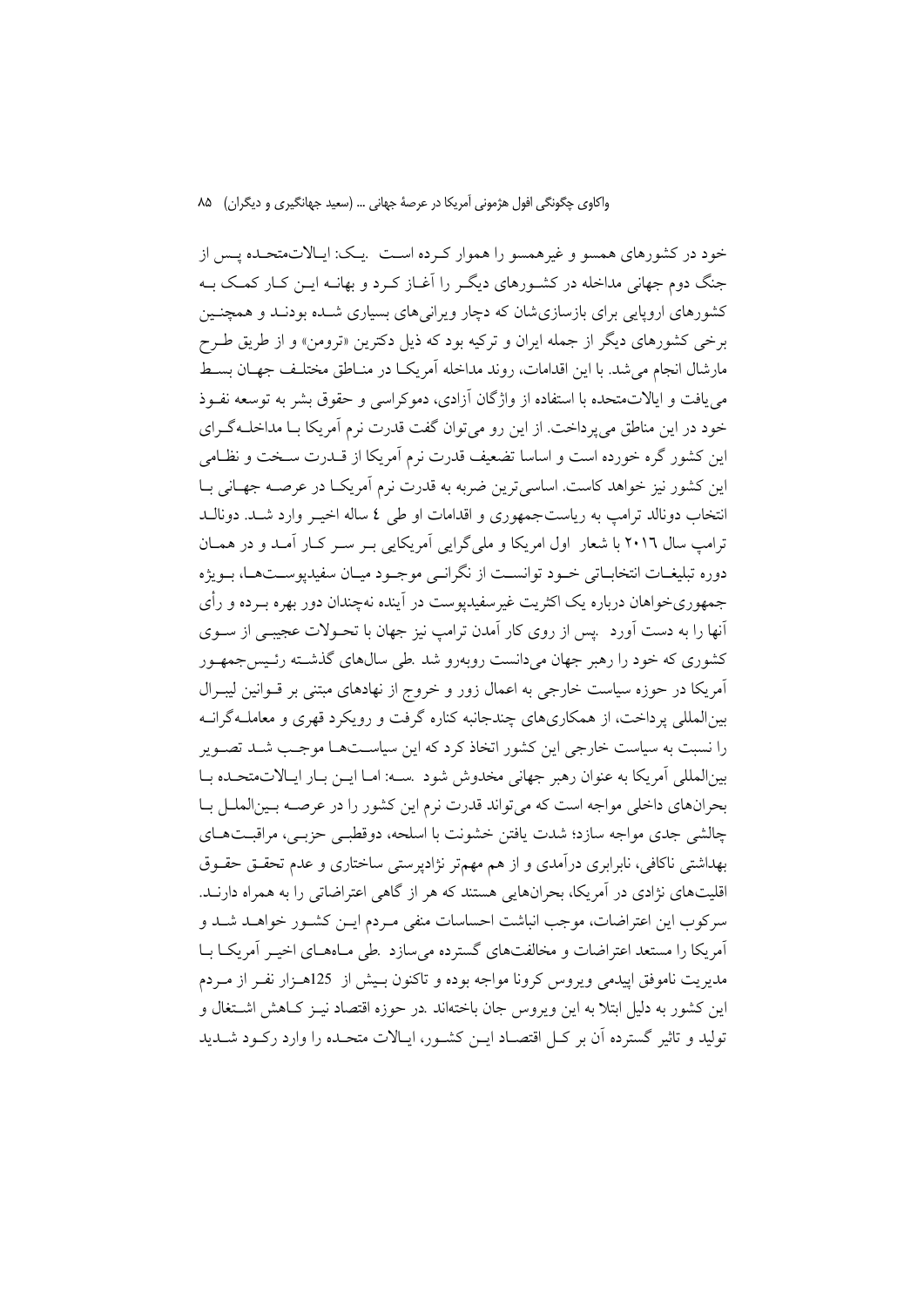خود در کشورهای همسو و غیرهمسو را هموار کرده است .یک: ایالات‌متحده پس از جنگ دوم جهانی مداخله در کشورهای دیگر را آغاز کرد و بهانه این کار کمک به کشورهای اروپایی برای بازسازی‌شان که دچار ویرانی‌های بسیاری شده بودند و همچنین برخی کشورهای دیگر از جمله ایران و ترکیه بود که ذیل دکترین «ترومن» و از طریق طرح مارشال انجام می‌شد. با این اقدامات، روند مداخله آمریکا در مناطق مختلف جهان بسط می‌یافت و ایالات‌متحده با استفاده از واژگان آزادی، دموکراسی و حقوق بشر به توسعه نفوذ خود در این مناطق می‌پرداخت. از این رو می‌توان گفت قدرت نرم آمریکا با مداخله‌گرای این کشور گره خورده است و اساسا تضعیف قدرت نرم آمریکا از قدرت سخت و نظامی این کشور نیز خواهد کاست. اساسی‌ترین ضربه به قدرت نرم آمریکا در عرصه جهانی با انتخاب دونالد ترامپ به ریاست‌جمهوری و اقدامات او طی ٤ ساله اخیر وارد شد. دونالد ترامپ سال ٢٠١٦ با شعار اول امریکا و ملی‌گرایی آمریکایی بر سر کار آمد و در همان دوره تبلیغات انتخاباتی خود توانست از نگرانی موجود میان سفیدپوست‌ها، بویژه جمهوری‌خواهان درباره یک اکثریت غیرسفیدپوست در آینده نه‌چندان دور بهره برده و رأی آنها را به دست آورد .پس از روی کار آمدن ترامپ نیز جهان با تحولات عجیبی از سوی کشوری که خود را رهبر جهان می‌دانست روبه‌رو شد .طی سال‌های گذشته رئیس‌جمهور آمریکا در حوزه سیاست خارجی به اعمال زور و خروج از نهادهای مبتنی بر قوانین لیبرال بین‌المللی پرداخت، از همکاری‌های چندجانبه کناره گرفت و رویکرد قهری و معامله‌گرانه را نسبت به سیاست خارجی این کشور اتخاذ کرد که این سیاست‌ها موجب شد تصویر بین‌المللی آمریکا به عنوان رهبر جهانی مخدوش شود .سه: اما این بار ایالات‌متحده با بحران‌های داخلی مواجه است که می‌تواند قدرت نرم این کشور را در عرصه بین‌الملل با چالشی جدی مواجه سازد؛ شدت یافتن خشونت با اسلحه، دوقطبی حزبی، مراقبت‌های بهداشتی ناکافی، نابرابری درآمدی و از هم مهم‌تر نژادپرستی ساختاری و عدم تحقق حقوق اقلیت‌های نژادی در آمریکا، بحران‌هایی هستند که هر از گاهی اعتراضاتی را به همراه دارند. سرکوب این اعتراضات، موجب انباشت احساسات منفی مردم این کشور خواهد شد و آمریکا را مستعد اعتراضات و مخالفت‌های گسترده می‌سازد .طی ماه‌های اخیر آمریکا با مدیریت ناموفق اپیدمی ویروس کرونا مواجه بوده و تاکنون بیش از 125هزار نفر از مردم این کشور به دلیل ابتلا به این ویروس جان باخته‌اند .در حوزه اقتصاد نیز کاهش اشتغال و تولید و تاثیر گسترده آن بر کل اقتصاد این کشور، ایالات متحده را وارد رکود شدید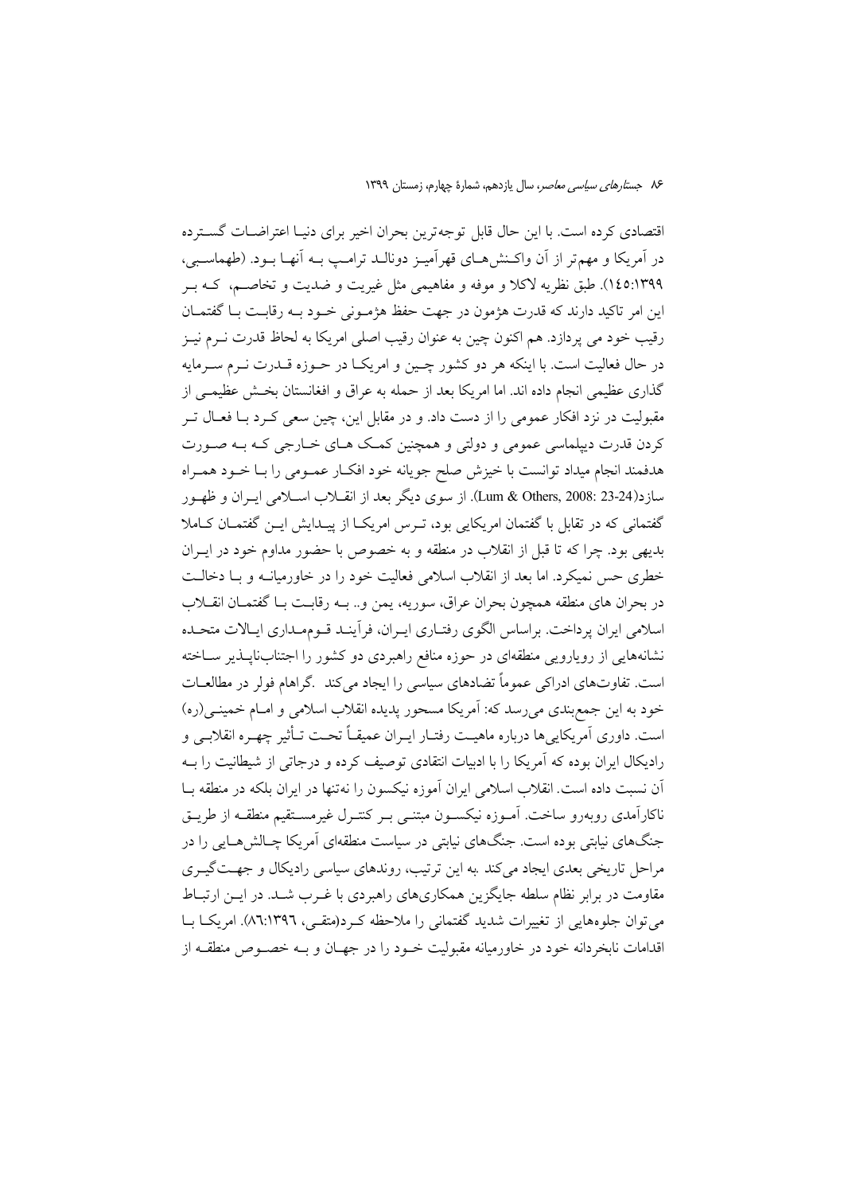اقتصادی کرده است. با این حال قابل توجه‌ترین بحران اخیر برای دنیا اعتراضات گسترده در آمریکا و مهم‌تر از آن واکنش‌های قهرآمیز دونالد ترامپ به آنها بود. (طهماسبی، ۱۴۵:۱۳۹۹). طبق نظریه لاکلا و موفه و مفاهیمی مثل غیریت و ضدیت و تخاصم، که بر این امر تاکید دارند که قدرت هژمون در جهت حفظ هژمونی خود به رقابت با گفتمان رقیب خود می پردازد. هم اکنون چین به عنوان رقیب اصلی امریکا به لحاظ قدرت نرم نیز در حال فعالیت است. با اینکه هر دو کشور چین و امریکا در حوزه قدرت نرم سرمایه گذاری عظیمی انجام داده اند. اما امریکا بعد از حمله به عراق و افغانستان بخش عظیمی از مقبولیت در نزد افکار عمومی را از دست داد. و در مقابل این، چین سعی کرد با فعال تر کردن قدرت دیپلماسی عمومی و دولتی و همچنین کمک های خارجی که به صورت هدفمند انجام میداد توانست با خیزش صلح جویانه خود افکار عمومی را با خود همراه سازد(Lum & Others, 2008: 23-24). از سوی دیگر بعد از انقلاب اسلامی ایران و ظهور گفتمانی که در تقابل با گفتمان امریکایی بود، ترس امریکا از پیدایش این گفتمان کاملا بدیهی بود. چرا که تا قبل از انقلاب در منطقه و به خصوص با حضور مداوم خود در ایران خطری حس نمیکرد. اما بعد از انقلاب اسلامی فعالیت خود را در خاورمیانه و با دخالت در بحران های منطقه همچون بحران عراق، سوریه، یمن و.. به رقابت با گفتمان انقلاب اسلامی ایران پرداخت. براساس الگوی رفتاری ایران، فرآیند قوم‌مداری ایالات متحده نشانه‌هایی از رویارویی منطقه‌ای در حوزه منافع راهبردی دو کشور را اجتناب‌ناپذیر ساخته است. تفاوت‌های ادراکی عموماً تضادهای سیاسی را ایجاد می‌کند .گراهام فولر در مطالعات خود به این جمع‌بندی می‌رسد که: آمریکا مسحور پدیده انقلاب اسلامی و امام خمینی(ره) است. داوری آمریکایی‌ها درباره ماهیت رفتار ایران عمیقاً تحت تأثیر چهره انقلابی و رادیکال ایران بوده که آمریکا را با ادبیات انتقادی توصیف کرده و درجاتی از شیطانیت را به آن نسبت داده است. انقلاب اسلامی ایران آموزه نیکسون را نه‌تنها در ایران بلکه در منطقه با ناکارآمدی روبه‌رو ساخت. آموزه نیکسون مبتنی بر کنترل غیرمستقیم منطقه از طریق جنگ‌های نیابتی بوده است. جنگ‌های نیابتی در سیاست منطقه‌ای آمریکا چالش‌هایی را در مراحل تاریخی بعدی ایجاد می‌کند .به این ترتیب، روندهای سیاسی رادیکال و جهت‌گیری مقاومت در برابر نظام سلطه جایگزین همکاری‌های راهبردی با غرب شد. در این ارتباط می‌توان جلوه‌هایی از تغییرات شدید گفتمانی را ملاحظه کرد(متقی، ۸۶:۱۳۹۶). امریکا با اقدامات نابخردانه خود در خاورمیانه مقبولیت خود را در جهان و به خصوص منطقه از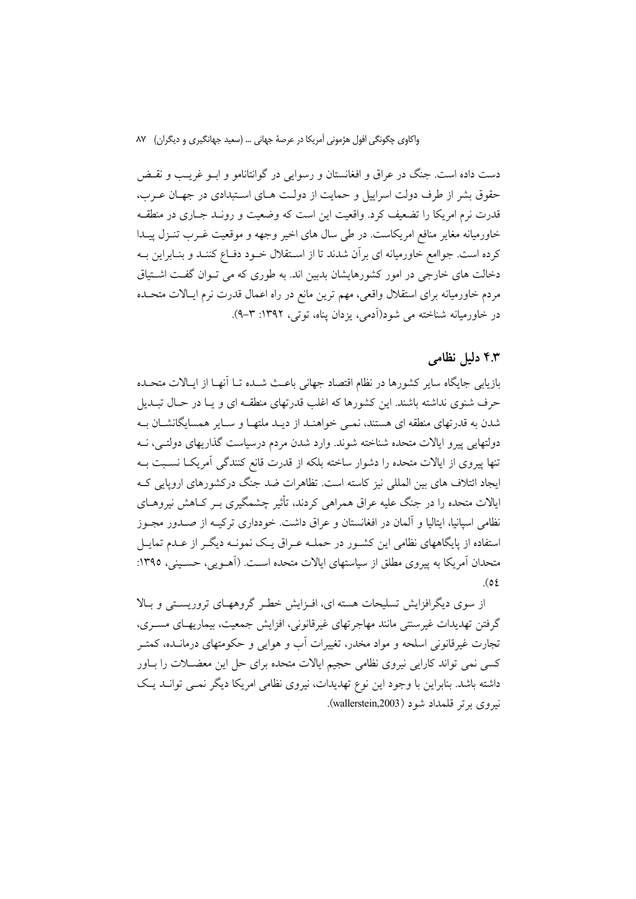دست داده است. جنگ در عراق و افغانستان و رسوایی در گوانتانامو و ابـو غریـب و نقـض حقوق بشر از طرف دولت اسراییل و حمایت از دولـت هـای اسـتبدادی در جهـان عـرب، قدرت نرم امریکا را تضعیف کرد. واقعیت این است که وضعیت و رونـد جـاری در منطقـه خاورمیانه مغایر منافع امریکاست. در طی سال های اخیر وجهه و موقعیت غـرب تنـزل پیـدا کرده است. جواامع خاورمیانه ای برآن شدند تا از اسـتقلال خـود دفـاع کننـد و بنـابراین بـه دخالت های خارجی در امور کشورهایشان بدبین اند. به طوری که می تـوان گفـت اشـتیاق مردم خاورمیانه برای استقلال واقعی، مهم ترین مانع در راه اعمال قدرت نرم ایـالات متحـده در خاورمیانه شناخته می شود(آدمی، یزدان پناه، توتی، ۱۳۹۲: ۳-۹).

## ۴.۳ دلیل نظامی

بازیابی جایگاه سایر کشورها در نظام اقتصاد جهانی باعـث شـده تـا آنهـا از ایـالات متحـده حرف شنوی نداشته باشند. این کشورها که اغلب قدرتهای منطقـه ای و یـا در حـال تبـدیل شدن به قدرتهای منطقه ای هستند، نمـی خواهنـد از دیـد ملتهـا و سـایر همسایگانشـان بـه دولتهایی پیرو ایالات متحده شناخته شوند. وارد شدن مردم درسیاست گذاریهای دولتـی، نـه تنها پیروی از ایالات متحده را دشوار ساخته بلکه از قدرت قانع کنندگی آمریکـا نسـبت بـه ایجاد ائتلاف های بین المللی نیز کاسته است. تظاهرات ضد جنگ درکشورهای اروپایی کـه ایالات متحده را در جنگ علیه عراق همراهی کردند، تأثیر چشمگیری بـر کـاهش نیروهـای نظامی اسپانیا، ایتالیا و آلمان در افغانستان و عراق داشت. خودداری ترکیـه از صـدور مجـوز استفاده از پایگاههای نظامی این کشـور در حملـه عـراق یـک نمونـه دیگـر از عـدم تمایـل متحدان آمریکا به پیروی مطلق از سیاستهای ایالات متحده اسـت. (آهـویی، حسـینی، ۱۳۹۵: ٥٤).

از سوی دیگرافزایش تسلیحات هسته ای، افـزایش خطـر گروههـای تروریسـتی و بـالا گرفتن تهدیدات غیرسنتی مانند مهاجرتهای غیرقانونی، افزایش جمعیت، بیماریهـای مسـری، تجارت غیرقانونی اسلحه و مواد مخدر، تغییرات آب و هوایی و حکومتهای درمانـده، کمتـر کسی نمی تواند کارایی نیروی نظامی حجیم ایالات متحده برای حل این معضـلات را بـاور داشته باشد. بنابراین با وجود این نوع تهدیدات، نیروی نظامی امریکا دیگر نمـی توانـد یـک نیروی برتر قلمداد شود (wallerstein,2003).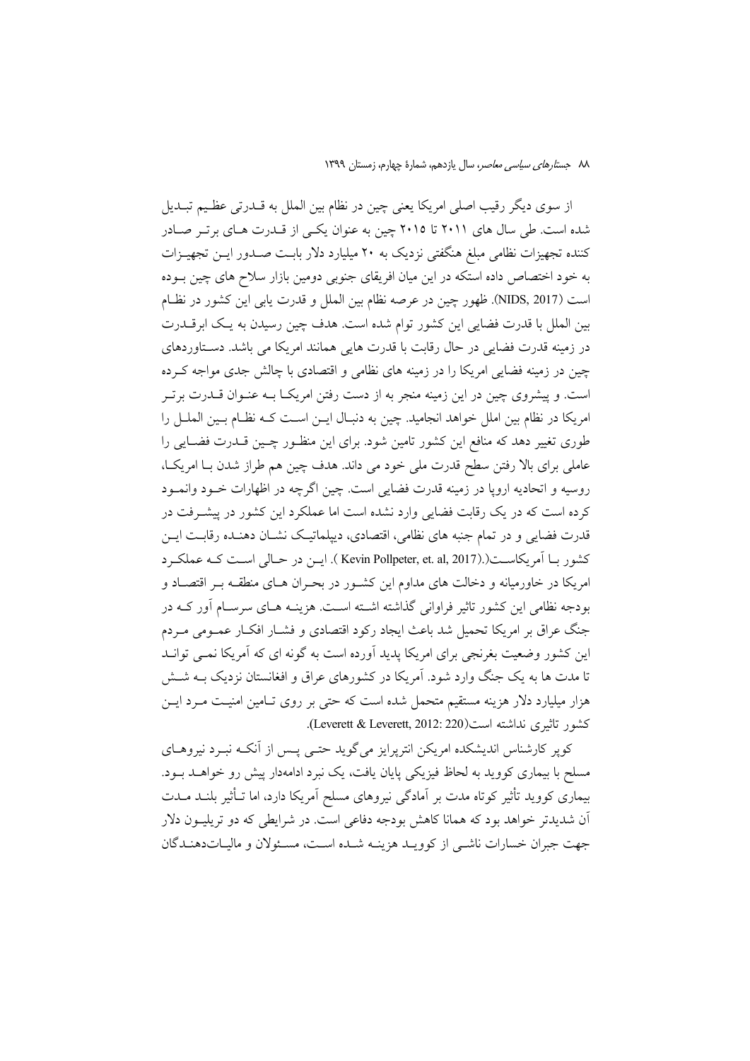از سوی دیگر رقیب اصلی امریکا یعنی چین در نظام بین الملل به قـدرتی عظـیم تبـدیل شده است. طی سال های ۲۰۱۱ تا ۲۰۱۵ چین به عنوان یکـی از قـدرت هـای برتـر صـادر کننده تجهیزات نظامی مبلغ هنگفتی نزدیک به ۲۰ میلیارد دلار بابـت صـدور ایـن تجهیـزات به خود اختصاص داده استکه در این میان افریقای جنوبی دومین بازار سلاح های چین بـوده است (NIDS, 2017). ظهور چین در عرصه نظام بین الملل و قدرت یابی این کشور در نظـام بین الملل با قدرت فضایی این کشور توام شده است. هدف چین رسیدن به یـک ابرقـدرت در زمینه قدرت فضایی در حال رقابت با قدرت هایی همانند امریکا می باشد. دسـتاوردهای چین در زمینه فضایی امریکا را در زمینه های نظامی و اقتصادی با چالش جدی مواجه کـرده است. و پیشروی چین در این زمینه منجر به از دست رفتن امریکـا بـه عنـوان قـدرت برتـر امریکا در نظام بین املل خواهد انجامید. چین به دنبـال ایـن اسـت کـه نظـام بـین الملـل را طوری تغییر دهد که منافع این کشور تامین شود. برای این منظـور چـین قـدرت فضـایی را عاملی برای بالا رفتن سطح قدرت ملی خود می داند. هدف چین هم طراز شدن بـا امریکـا، روسیه و اتحادیه اروپا در زمینه قدرت فضایی است. چین اگرچه در اظهارات خـود وانمـود کرده است که در یک رقابت فضایی وارد نشده است اما عملکرد این کشور در پیشـرفت در قدرت فضایی و در تمام جنبه های نظامی، اقتصادی، دیپلماتیـک نشـان دهنـده رقابـت ایـن کشور بـا آمریکاسـت(.(Kevin Pollpeter, et. al, 2017 ). ایـن در حـالی اسـت کـه عملکـرد امریکا در خاورمیانه و دخالت های مداوم این کشـور در بحـران هـای منطقـه بـر اقتصـاد و بودجه نظامی این کشور تاثیر فراوانی گذاشته اشـته اسـت. هزینـه هـای سرسـام آور کـه در جنگ عراق بر امریکا تحمیل شد باعث ایجاد رکود اقتصادی و فشـار افکـار عمـومی مـردم این کشور وضعیت بغرنجی برای امریکا پدید آورده است به گونه ای که آمریکا نمـی توانـد تا مدت ها به یک جنگ وارد شود. آمریکا در کشورهای عراق و افغانستان نزدیک بـه شـش هزار میلیارد دلار هزینه مستقیم متحمل شده است که حتی بر روی تـامین امنیـت مـرد ایـن کشور تاثیری نداشته است(Leverett & Leverett, 2012: 220).

کوپر کارشناس اندیشکده امریکن انترپرایز می‌گوید حتـی پـس از آنکـه نبـرد نیروهـای مسلح با بیماری کووید به لحاظ فیزیکی پایان یافت، یک نبرد ادامه‌دار پیش رو خواهـد بـود. بیماری کووید تأثیر کوتاه مدت بر آمادگی نیروهای مسلح آمریکا دارد، اما تـأثیر بلنـد مـدت آن شدیدتر خواهد بود که همانا کاهش بودجه دفاعی است. در شرایطی که دو تریلیـون دلار جهت جبران خسارات ناشـی از کوویـد هزینـه شـده اسـت، مسـئولان و مالیـات‌دهنـدگان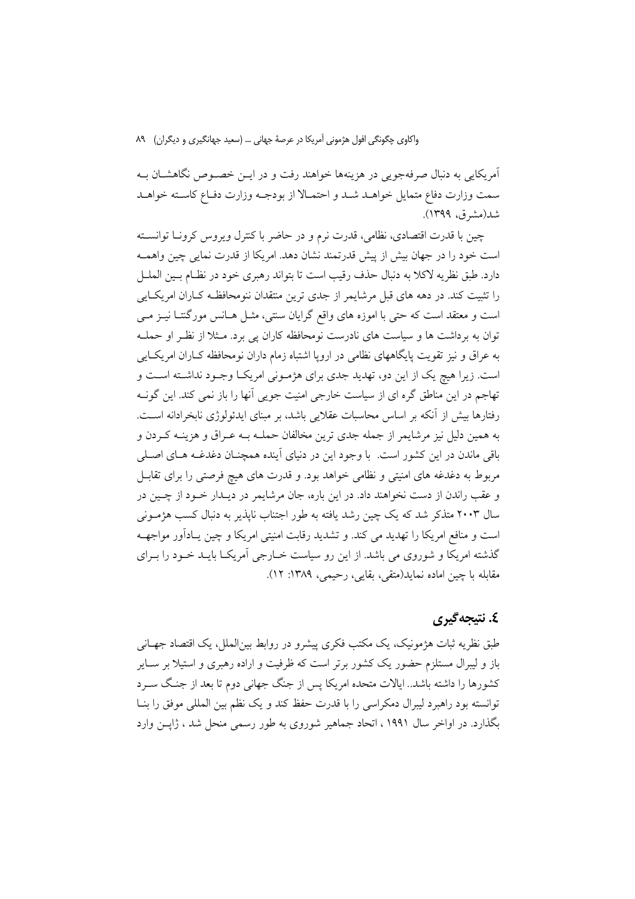آمریکایی به دنبال صرفه‌جویی در هزینه‌ها خواهند رفت و در این خصوص نگاهشان به سمت وزارت دفاع متمایل خواهد شد و احتمالا از بودجه وزارت دفاع کاسته خواهد شد(مشرق، ۱۳۹۹).

چین با قدرت اقتصادی، نظامی، قدرت نرم و در حاضر با کنترل ویروس کرونا توانسته است خود را در جهان بیش از پیش قدرتمند نشان دهد. امریکا از قدرت نمایی چین واهمه دارد. طبق نظریه لاکلا به دنبال حذف رقیب است تا بتواند رهبری خود در نظام بین الملل را تثبیت کند. در دهه های قبل مرشایمر از جدی ترین منتقدان نومحافظه کاران امریکایی است و معتقد است که حتی با اموزه های واقع گرایان سنتی، مثل هانس مورگنتا نیز می توان به برداشت ها و سیاست های نادرست نومحافظه کاران پی برد. مثلا از نظر او حمله به عراق و نیز تقویت پایگاههای نظامی در اروپا اشتباه زمام داران نومحافظه کاران امریکایی است. زیرا هیچ یک از این دو، تهدید جدی برای هژمونی امریکا وجود نداشته است و تهاجم در این مناطق گره ای از سیاست خارجی امنیت جویی آنها را باز نمی کند. این گونه رفتارها بیش از آنکه بر اساس محاسبات عقلایی باشد، بر مبنای ایدئولوژی نابخردانه است. به همین دلیل نیز مرشایمر از جمله جدی ترین مخالفان حمله به عراق و هزینه کردن و باقی ماندن در این کشور است.  با وجود این در دنیای آینده همچنان دغدغه های اصلی مربوط به دغدغه های امنیتی و نظامی خواهد بود. و قدرت های هیچ فرصتی را برای تقابل و عقب راندن از دست نخواهند داد. در این باره، جان مرشایمر در دیدار خود از چین در سال ۲۰۰۳ متذکر شد که یک چین رشد یافته به طور اجتناب ناپذیر به دنبال کسب هژمونی است و منافع امریکا را تهدید می کند. و تشدید رقابت امنیتی امریکا و چین یادآور مواجهه گذشته امریکا و شوروی می باشد. از این رو سیاست خارجی آمریکا باید خود را برای مقابله با چین اماده نماید(متقی، بقایی، رحیمی، ۱۳۸۹: ۱۲).

## ٤. نتیجه‌گیری

طبق نظریه ثبات هژمونیک، یک مکتب فکری پیشرو در روابط بین‌الملل، یک اقتصاد جهانی باز و لیبرال مستلزم حضور یک کشور برتر است که ظرفیت و اراده رهبری و استیلا بر سایر کشورها را داشته باشد.. ایالات متحده امریکا پس از جنگ جهانی دوم تا بعد از جنگ سرد توانسته بود راهبرد لیبرال دمکراسی را با قدرت حفظ کند و یک نظم بین المللی موفق را بنا بگذارد. در اواخر سال ۱۹۹۱ ، اتحاد جماهیر شوروی به طور رسمی منحل شد ، ژاپن وارد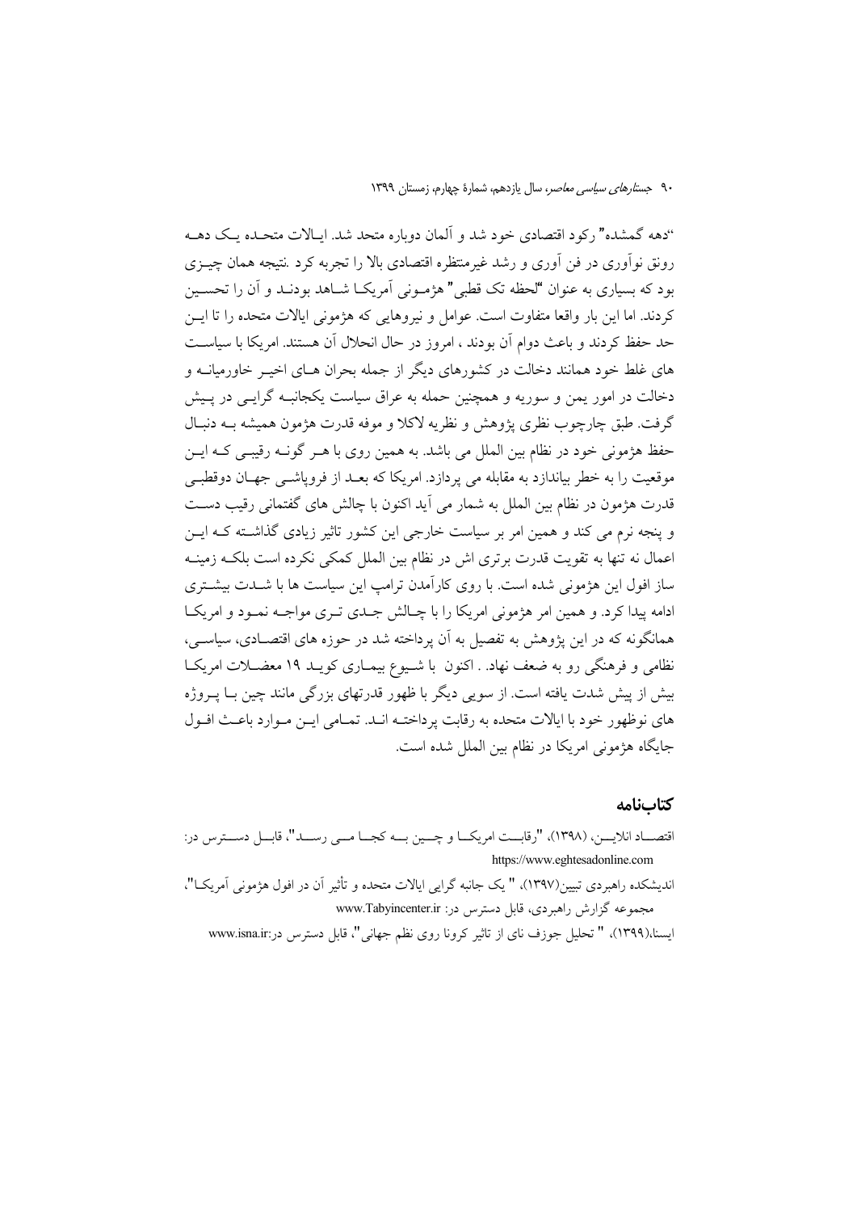"دهه گمشده" رکود اقتصادی خود شد و آلمان دوباره متحد شد. ایالات متحده یک دهه رونق نوآوری در فن آوری و رشد غیرمنتظره اقتصادی بالا را تجربه کرد .نتیجه همان چیزی بود که بسیاری به عنوان "لحظه تک قطبی" هژمونی آمریکا شاهد بودند و آن را تحسین کردند. اما این بار واقعا متفاوت است. عوامل و نیروهایی که هژمونی ایالات متحده را تا این حد حفظ کردند و باعث دوام آن بودند ، امروز در حال انحلال آن هستند. امریکا با سیاست های غلط خود همانند دخالت در کشورهای دیگر از جمله بحران های اخیر خاورمیانه و دخالت در امور یمن و سوریه و همچنین حمله به عراق سیاست یکجانبه گرایی در پیش گرفت. طبق چارچوب نظری پژوهش و نظریه لاکلا و موفه قدرت هژمون همیشه به دنبال حفظ هژمونی خود در نظام بین الملل می باشد. به همین روی با هر گونه رقیبی که این موقعیت را به خطر بیاندازد به مقابله می پردازد. امریکا که بعد از فروپاشی جهان دوقطبی قدرت هژمون در نظام بین الملل به شمار می آید اکنون با چالش های گفتمانی رقیب دست و پنجه نرم می کند و همین امر بر سیاست خارجی این کشور تاثیر زیادی گذاشته که این اعمال نه تنها به تقویت قدرت برتری اش در نظام بین الملل کمکی نکرده است بلکه زمینه ساز افول این هژمونی شده است. با روی کارآمدن ترامپ این سیاست ها با شدت بیشتری ادامه پیدا کرد. و همین امر هژمونی امریکا را با چالش جدی تری مواجه نمود و امریکا همانگونه که در این پژوهش به تفصیل به آن پرداخته شد در حوزه های اقتصادی، سیاسی، نظامی و فرهنگی رو به ضعف نهاد. . اکنون با شیوع بیماری کوید ۱۹ معضلات امریکا بیش از پیش شدت یافته است. از سویی دیگر با ظهور قدرتهای بزرگی مانند چین با پروژه های نوظهور خود با ایالات متحده به رقابت پرداخته اند. تمامی این موارد باعث افول جایگاه هژمونی امریکا در نظام بین الملل شده است.

## کتاب‌نامه

اقتصاد انلاین، (۱۳۹۸)، "رقابت امریکا و چین به کجا می رسد"، قابل دسترس در: https://www.eghtesadonline.com

اندیشکده راهبردی تبیین(۱۳۹۷)، " یک جانبه گرایی ایالات متحده و تأثیر آن در افول هژمونی آمریکا"، مجموعه گزارش راهبردی، قابل دسترس در: www.Tabyincenter.ir

ایسنا،(۱۳۹۹)، " تحلیل جوزف نای از تاثیر کرونا روی نظم جهانی"، قابل دسترس در:www.isna.ir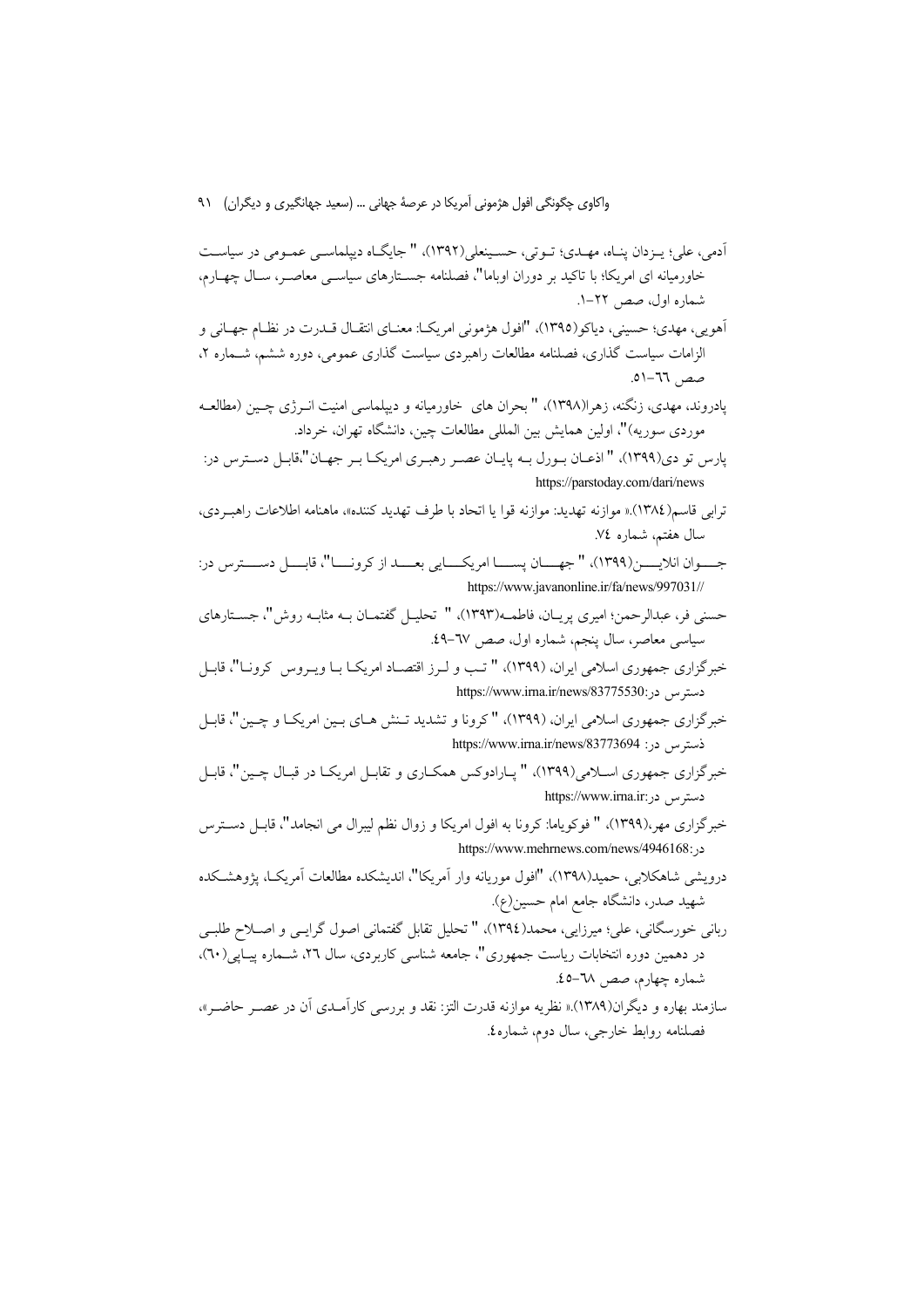آدمی، علی؛ یزدان پناه، مهدی؛ توتی، حسینعلی(۱۳۹۲)، " جایگاه دیپلماسی عمومی در سیاست خاورمیانه ای امریکا؛ با تاکید بر دوران اوباما"، فصلنامه جستارهای سیاسی معاصر، سال چهارم، شماره اول، صص ۲۲-۱.

آهویی، مهدی؛ حسینی، دیاکو(۱۳۹۵)، "افول هژمونی امریکا: معنای انتقال قدرت در نظام جهانی و الزامات سیاست گذاری، فصلنامه مطالعات راهبردی سیاست گذاری عمومی، دوره ششم، شماره ۲، صص ٦٦-٥١.

پادروند، مهدی، زنگنه، زهرا(۱۳۹۸)، " بحران های خاورمیانه و دیپلماسی امنیت انرژی چین (مطالعه موردی سوریه)"، اولین همایش بین المللی مطالعات چین، دانشگاه تهران، خرداد.

پارس تو دی(۱۳۹۹)، " اذعان بورل به پایان عصر رهبری امریکا بر جهان"،قابل دسترس در: https://parstoday.com/dari/news

ترابی قاسم(۱۳۸٤).« موازنه تهدید: موازنه قوا یا اتحاد با طرف تهدید کننده»، ماهنامه اطلاعات راهبردی، سال هفتم، شماره ٧٤.

جوان انلاین(۱۳۹۹)، " جهان پسا امریکایی بعد از کرونا"، قابل دسترس در: https://www.javanonline.ir/fa/news/997031//

حسنی فر، عبدالرحمن؛ امیری پریان، فاطمه(۱۳۹۳)، " تحلیل گفتمان به مثابه روش"، جستارهای سیاسی معاصر، سال پنجم، شماره اول، صص ٦٧-٤٩.

خبرگزاری جمهوری اسلامی ایران، (۱۳۹۹)، " تب و لرز اقتصاد امریکا با ویروس کرونا"، قابل دسترس در:https://www.irna.ir/news/83775530

خبرگزاری جمهوری اسلامی ایران، (۱۳۹۹)، " کرونا و تشدید تنش های بین امریکا و چین"، قابل دسترس در: https://www.irna.ir/news/83773694

خبرگزاری جمهوری اسلامی(۱۳۹۹)، " پارادوکس همکاری و تقابل امریکا در قبال چین"، قابل دسترس در:https://www.irna.ir

خبرگزاری مهر،(۱۳۹۹)، " فوکویاما: کرونا به افول امریکا و زوال نظم لیبرال می انجامد"، قابل دسترس در:https://www.mehrnews.com/news/4946168

درویشی شاهکلایی، حمید(۱۳۹۸)، "افول موریانه وار آمریکا"، اندیشکده مطالعات آمریکا، پژوهشکده شهید صدر، دانشگاه جامع امام حسین(ع).

ربانی خورسگانی، علی؛ میرزایی، محمد(۱۳۹٤)، " تحلیل تقابل گفتمانی اصول گرایی و اصلاح طلبی در دهمین دوره انتخابات ریاست جمهوری"، جامعه شناسی کاربردی، سال ۲٦، شماره پیاپی(٦٠)، شماره چهارم، صص ٦٨-٤٥.

سازمند بهاره و دیگران(۱۳۸۹).« نظریه موازنه قدرت التز: نقد و بررسی کارآمدی آن در عصر حاضر»، فصلنامه روابط خارجی، سال دوم، شماره٤.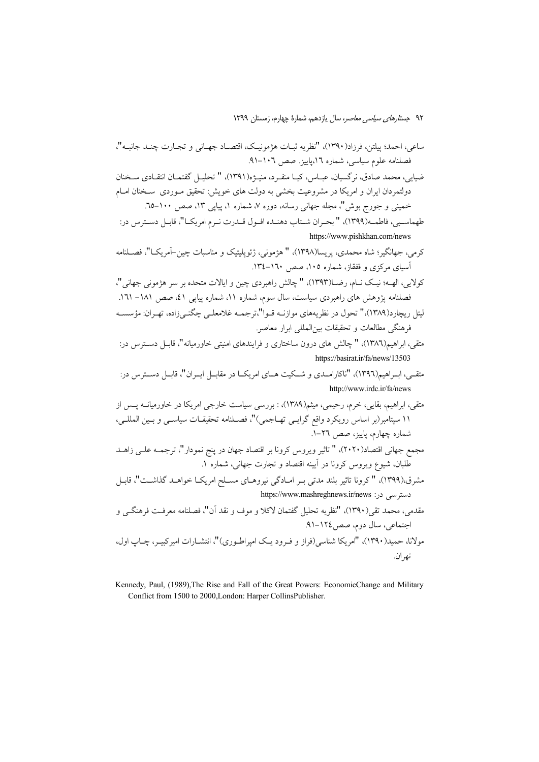ساعی، احمد؛ پیلتن، فرزاد(۱۳۹۰)، "نظریه ثبات هژمونیک، اقتصاد جهانی و تجارت چند جانبه"، فصلنامه علوم سیاسی، شماره ١٦،پاییز. صص ١٠٦-٩١.

ضیایی، محمد صادق، نرگسیان، عباس، کیا منفرد، منیژه(۱۳۹۱)، " تحلیل گفتمان انتقادی سخنان دولتمردان ایران و امریکا در مشروعیت بخشی به دولت های خویش: تحقیق موردی سخنان امام خمینی و جورج بوش"، مجله جهانی رسانه، دوره ۷، شماره ۱، پیاپی ۱۳، صص ۱۰۰-٦٥.

طهماسبی، فاطمه(۱۳۹۹)، " بحران شتاب دهنده افول قدرت نرم امریکا"، قابل دسترس در: https://www.pishkhan.com/news

کرمی، جهانگیر؛ شاه محمدی، پریسا(۱۳۹۸)، " هژمونی، ژئوپلیتیک و مناسبات چین-آمریکا"، فصلنامه آسیای مرکزی و قفقاز، شماره ۱۰۵، صص ١٦٠-١٣٤.

کولایی، الهه؛ نیک نام، رضا(۱۳۹۳)، " چالش راهبردی چین و ایالات متحده بر سر هژمونی جهانی"، فصلنامه پژوهش های راهبردی سیاست، سال سوم، شماره ۱۱، شماره پیاپی ٤١، صص ١٨١- ١٦١.

لیتل ریچارد(۱۳۸۹)،" تحول در نظریه‌های موازنه قوا"،ترجمه غلامعلی چگنی‌زاده، تهران: مؤسسه فرهنگی مطالعات و تحقیقات بین‌المللی ابرار معاصر.

متقی، ابراهیم(١٣٨٦)، " چالش های درون ساختاری و فرایندهای امنیتی خاورمیانه"، قابل دسترس در: https://basirat.ir/fa/news/13503

متقی، ابراهیم(١٣٩٦)، "ناکارامدی و شکیت های امریکا در مقابل ایران"، قابل دسترس در: http://www.irdc.ir/fa/news

متقی، ابراهیم، بقایی، خرم، رحیمی، میثم(۱۳۸۹)، : بررسی سیاست خارجی امریکا در خاورمیانه پس از ۱۱ سپتامبر(بر اساس رویکرد واقع گرایی تهاجمی)"، فصلنامه تحقیقات سیاسی و بین المللی، شماره چهارم، پاییز، صص ٢٦-١.

مجمع جهانی اقتصاد(۲۰۲۰)، " تاثیر ویروس کرونا بر اقتصاد جهان در پنج نمودار"، ترجمه علی زاهد طلبان، شیوع ویروس کرونا در آیینه اقتصاد و تجارت جهانی، شماره ۱.

مشرق،(۱۳۹۹)، " کرونا تاثیر بلند مدتی بر امادگی نیروهای مسلح امریکا خواهد گذاشت"، قابل دسترسی در: https://www.mashreghnews.ir/news

مقدمی، محمد تقی(۱۳۹۰)، "نظریه تحلیل گفتمان لاکلا و موف و نقد آن"، فصلنامه معرفت فرهنگی و اجتماعی، سال دوم، صص١٢٤-٩١.

مولانا، حمید(۱۳۹۰)، "امریکا شناسی(فراز و فرود یک امپراطوری)"، انتشارات امیرکبیر، چاپ اول، تهران.

Kennedy, Paul, (1989),The Rise and Fall of the Great Powers: EconomicChange and Military Conflict from 1500 to 2000,London: Harper CollinsPublisher.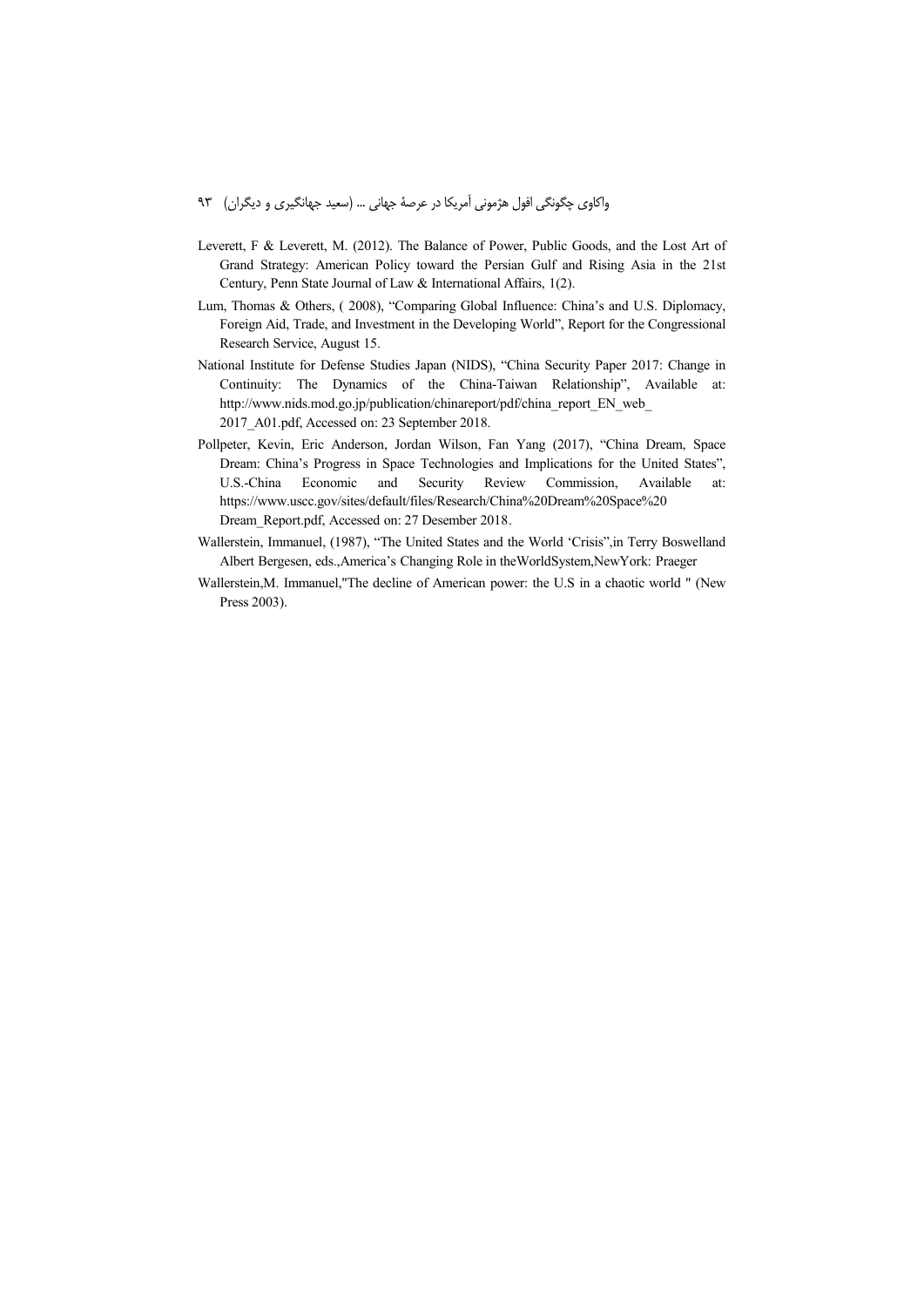Leverett, F & Leverett, M. (2012). The Balance of Power, Public Goods, and the Lost Art of Grand Strategy: American Policy toward the Persian Gulf and Rising Asia in the 21st Century, Penn State Journal of Law & International Affairs, 1(2).

Lum, Thomas & Others, ( 2008), "Comparing Global Influence: China's and U.S. Diplomacy, Foreign Aid, Trade, and Investment in the Developing World", Report for the Congressional Research Service, August 15.

National Institute for Defense Studies Japan (NIDS), "China Security Paper 2017: Change in Continuity: The Dynamics of the China-Taiwan Relationship", Available at: http://www.nids.mod.go.jp/publication/chinareport/pdf/china_report_EN_web_ 2017_A01.pdf, Accessed on: 23 September 2018.

Pollpeter, Kevin, Eric Anderson, Jordan Wilson, Fan Yang (2017), "China Dream, Space Dream: China's Progress in Space Technologies and Implications for the United States", U.S.-China Economic and Security Review Commission, Available at: https://www.uscc.gov/sites/default/files/Research/China%20Dream%20Space%20 Dream_Report.pdf, Accessed on: 27 Desember 2018.

Wallerstein, Immanuel, (1987), "The United States and the World 'Crisis",in Terry Boswelland Albert Bergesen, eds.,America's Changing Role in theWorldSystem,NewYork: Praeger

Wallerstein,M. Immanuel,"The decline of American power: the U.S in a chaotic world " (New Press 2003).